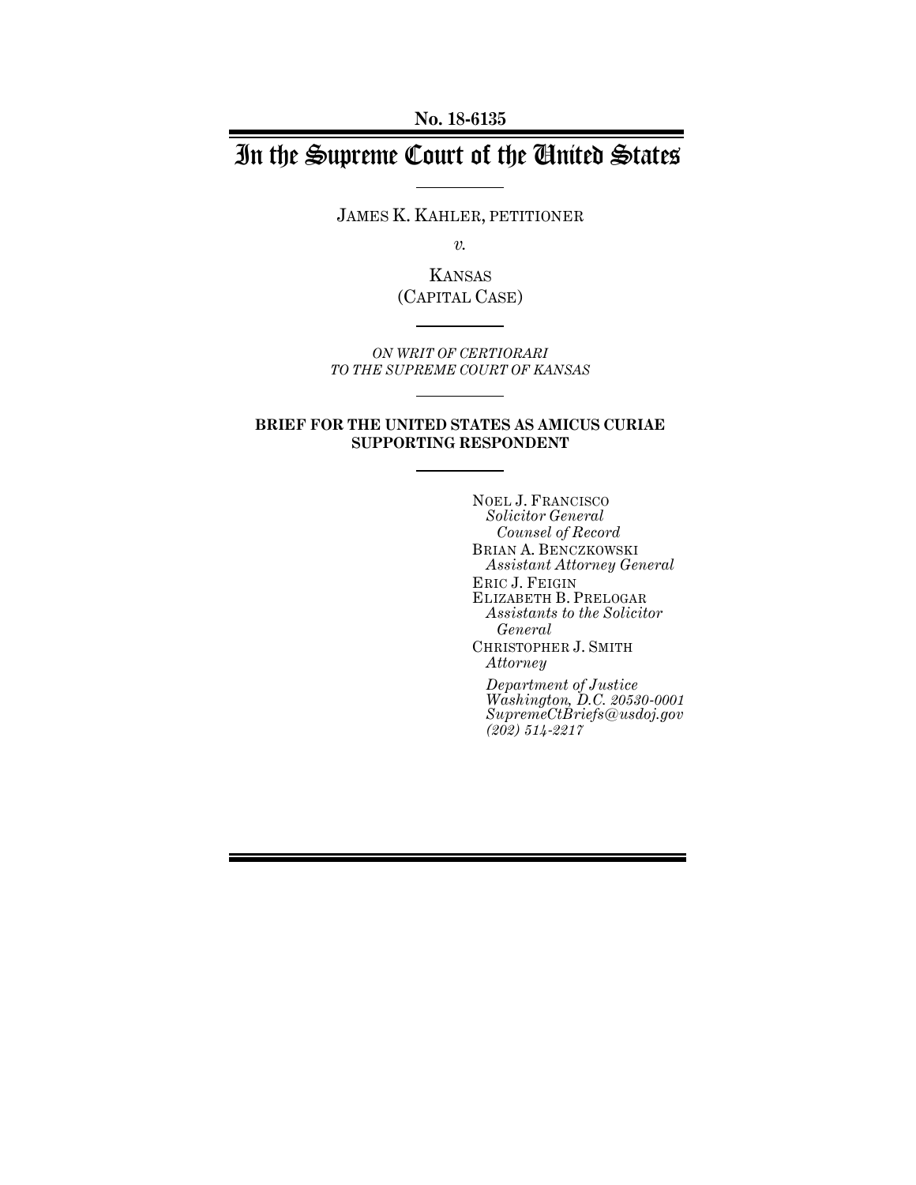No. 18-6135

# In the Supreme Court of the United States

JAMES K. KAHLER, PETITIONER

*v.*

KANSAS
(CAPITAL CASE)

*ON WRIT OF CERTIORARI*
*TO THE SUPREME COURT OF KANSAS*

**BRIEF FOR THE UNITED STATES AS AMICUS CURIAE SUPPORTING RESPONDENT**

NOEL J. FRANCISCO
*Solicitor General*
*Counsel of Record*
BRIAN A. BENCZKOWSKI
*Assistant Attorney General*
ERIC J. FEIGIN
ELIZABETH B. PRELOGAR
*Assistants to the Solicitor General*
CHRISTOPHER J. SMITH
*Attorney*

*Department of Justice*
*Washington, D.C. 20530-0001*
*SupremeCtBriefs@usdoj.gov*
*(202) 514-2217*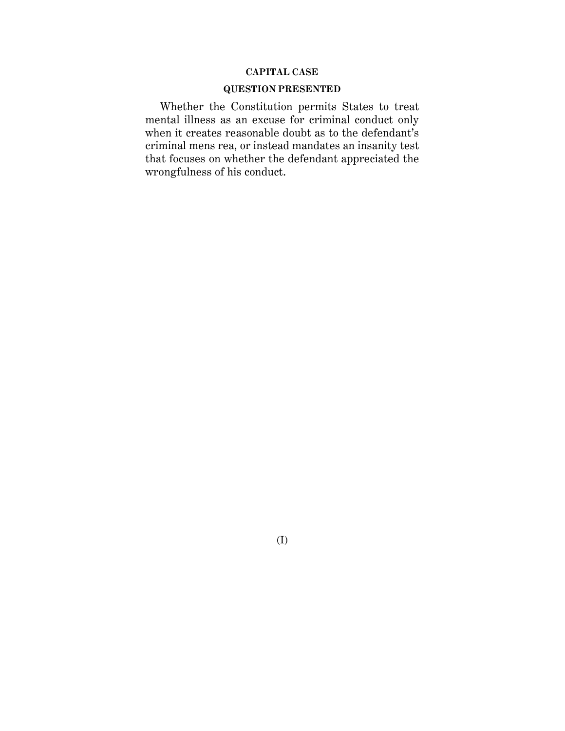**CAPITAL CASE**

**QUESTION PRESENTED**

Whether the Constitution permits States to treat mental illness as an excuse for criminal conduct only when it creates reasonable doubt as to the defendant's criminal mens rea, or instead mandates an insanity test that focuses on whether the defendant appreciated the wrongfulness of his conduct.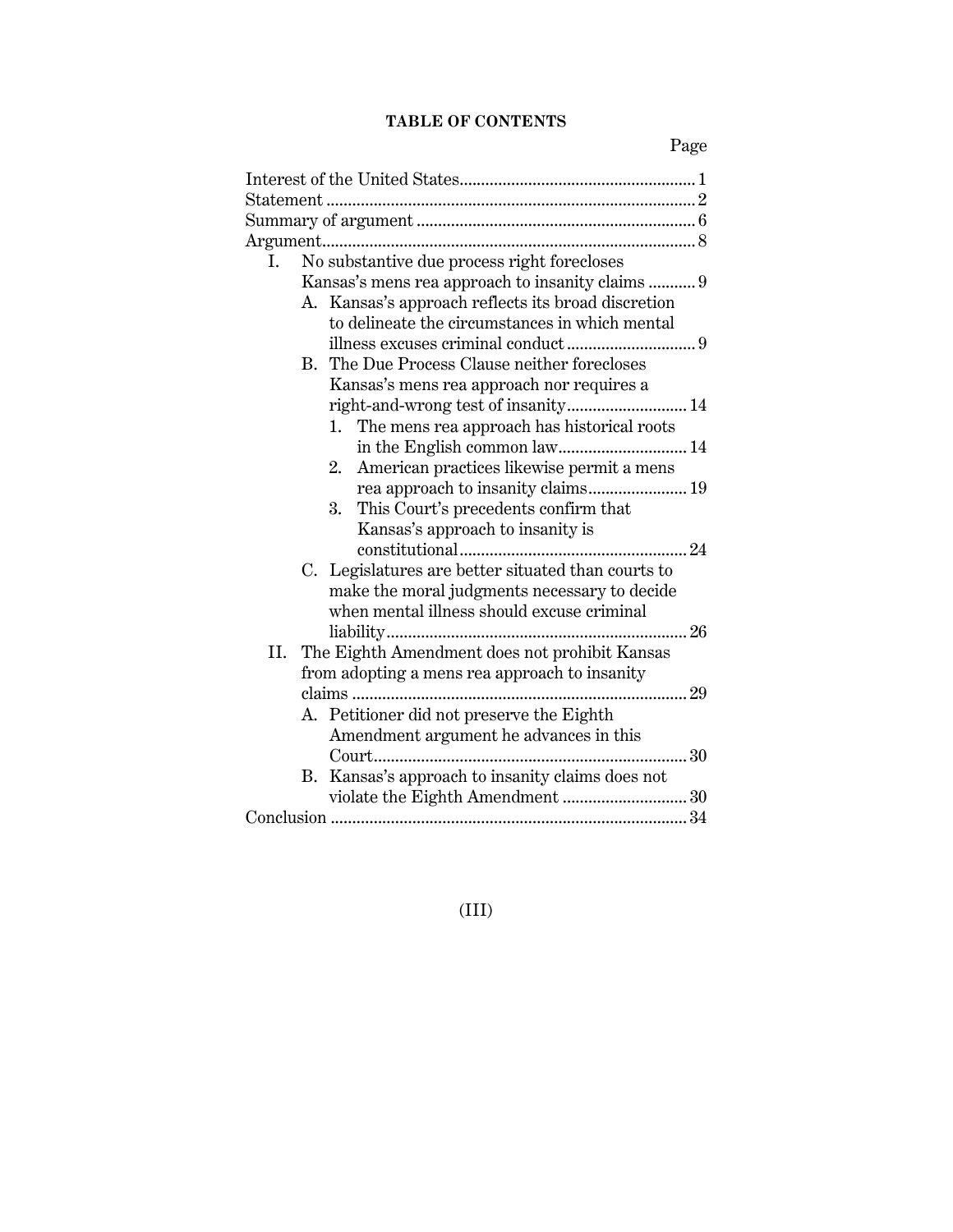**TABLE OF CONTENTS**

| | Page |
|---|---|
| Interest of the United States | 1 |
| Statement | 2 |
| Summary of argument | 6 |
| Argument | 8 |
| I. No substantive due process right forecloses Kansas's mens rea approach to insanity claims | 9 |
| A. Kansas's approach reflects its broad discretion to delineate the circumstances in which mental illness excuses criminal conduct | 9 |
| B. The Due Process Clause neither forecloses Kansas's mens rea approach nor requires a right-and-wrong test of insanity | 14 |
| 1. The mens rea approach has historical roots in the English common law | 14 |
| 2. American practices likewise permit a mens rea approach to insanity claims | 19 |
| 3. This Court's precedents confirm that Kansas's approach to insanity is constitutional | 24 |
| C. Legislatures are better situated than courts to make the moral judgments necessary to decide when mental illness should excuse criminal liability | 26 |
| II. The Eighth Amendment does not prohibit Kansas from adopting a mens rea approach to insanity claims | 29 |
| A. Petitioner did not preserve the Eighth Amendment argument he advances in this Court | 30 |
| B. Kansas's approach to insanity claims does not violate the Eighth Amendment | 30 |
| Conclusion | 34 |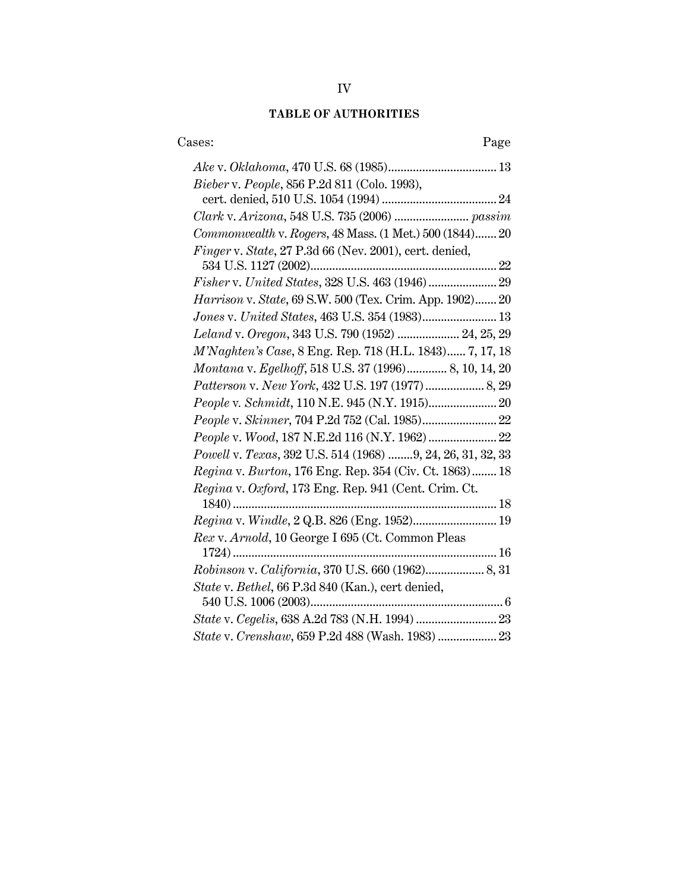## TABLE OF AUTHORITIES

| Cases: | Page |
|---|---|
| *Ake* v. *Oklahoma*, 470 U.S. 68 (1985) | 13 |
| *Bieber* v. *People*, 856 P.2d 811 (Colo. 1993), cert. denied, 510 U.S. 1054 (1994) | 24 |
| *Clark* v. *Arizona*, 548 U.S. 735 (2006) | *passim* |
| *Commonwealth* v. *Rogers*, 48 Mass. (1 Met.) 500 (1844) | 20 |
| *Finger* v. *State*, 27 P.3d 66 (Nev. 2001), cert. denied, 534 U.S. 1127 (2002) | 22 |
| *Fisher* v. *United States*, 328 U.S. 463 (1946) | 29 |
| *Harrison* v. *State*, 69 S.W. 500 (Tex. Crim. App. 1902) | 20 |
| *Jones* v. *United States*, 463 U.S. 354 (1983) | 13 |
| *Leland* v. *Oregon*, 343 U.S. 790 (1952) | 24, 25, 29 |
| *M'Naghten's Case*, 8 Eng. Rep. 718 (H.L. 1843) | 7, 17, 18 |
| *Montana* v. *Egelhoff*, 518 U.S. 37 (1996) | 8, 10, 14, 20 |
| *Patterson* v. *New York*, 432 U.S. 197 (1977) | 8, 29 |
| *People* v. *Schmidt*, 110 N.E. 945 (N.Y. 1915) | 20 |
| *People* v. *Skinner*, 704 P.2d 752 (Cal. 1985) | 22 |
| *People* v. *Wood*, 187 N.E.2d 116 (N.Y. 1962) | 22 |
| *Powell* v. *Texas*, 392 U.S. 514 (1968) | 9, 24, 26, 31, 32, 33 |
| *Regina* v. *Burton*, 176 Eng. Rep. 354 (Civ. Ct. 1863) | 18 |
| *Regina* v. *Oxford*, 173 Eng. Rep. 941 (Cent. Crim. Ct. 1840) | 18 |
| *Regina* v. *Windle*, 2 Q.B. 826 (Eng. 1952) | 19 |
| *Rex* v. *Arnold*, 10 George I 695 (Ct. Common Pleas 1724) | 16 |
| *Robinson* v. *California*, 370 U.S. 660 (1962) | 8, 31 |
| *State* v. *Bethel*, 66 P.3d 840 (Kan.), cert denied, 540 U.S. 1006 (2003) | 6 |
| *State* v. *Cegelis*, 638 A.2d 783 (N.H. 1994) | 23 |
| *State* v. *Crenshaw*, 659 P.2d 488 (Wash. 1983) | 23 |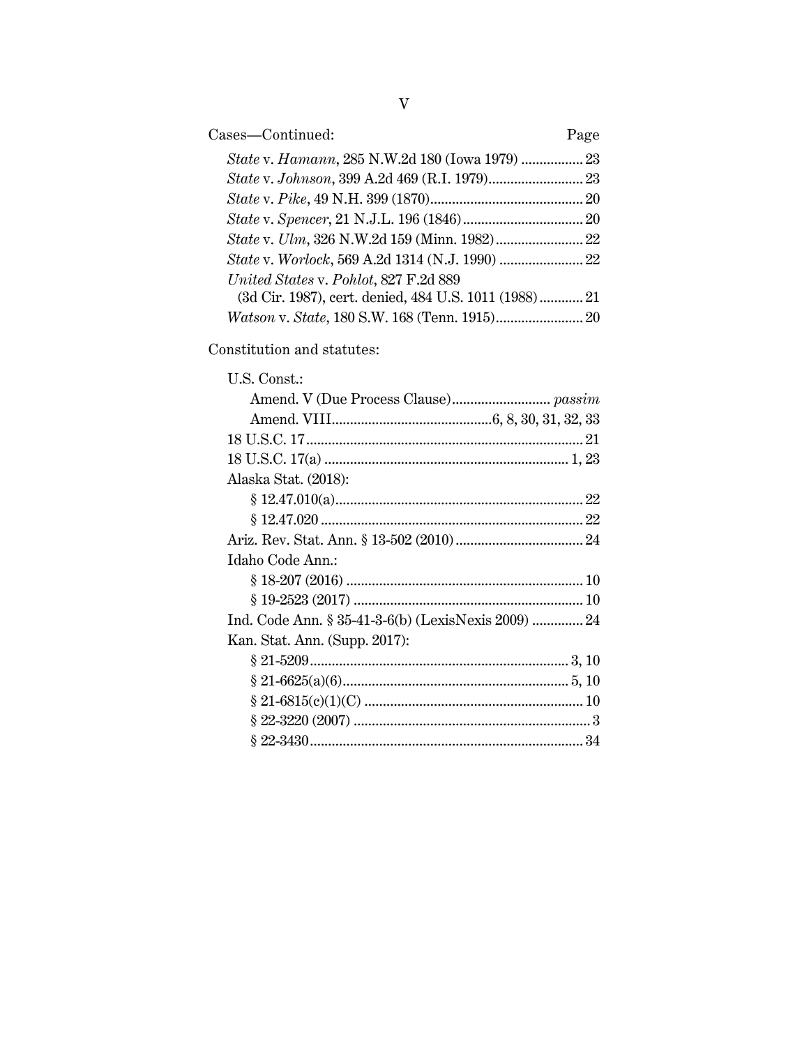Cases—Continued: Page

*State* v. *Hamann*, 285 N.W.2d 180 (Iowa 1979) ................. 23

*State* v. *Johnson*, 399 A.2d 469 (R.I. 1979).......................... 23

*State* v. *Pike*, 49 N.H. 399 (1870).......................................... 20

*State* v. *Spencer*, 21 N.J.L. 196 (1846)................................. 20

*State* v. *Ulm*, 326 N.W.2d 159 (Minn. 1982)........................ 22

*State* v. *Worlock*, 569 A.2d 1314 (N.J. 1990) ....................... 22

*United States* v. *Pohlot*, 827 F.2d 889
(3d Cir. 1987), cert. denied, 484 U.S. 1011 (1988)............ 21

*Watson* v. *State*, 180 S.W. 168 (Tenn. 1915)........................ 20

Constitution and statutes:

U.S. Const.:

Amend. V (Due Process Clause)........................... *passim*

Amend. VIII............................................6, 8, 30, 31, 32, 33

18 U.S.C. 17............................................................................ 21

18 U.S.C. 17(a) ................................................................... 1, 23

Alaska Stat. (2018):

§ 12.47.010(a).................................................................... 22

§ 12.47.020 ........................................................................ 22

Ariz. Rev. Stat. Ann. § 13-502 (2010) ................................... 24

Idaho Code Ann.:

§ 18-207 (2016) ................................................................. 10

§ 19-2523 (2017) ............................................................... 10

Ind. Code Ann. § 35-41-3-6(b) (LexisNexis 2009) .............. 24

Kan. Stat. Ann. (Supp. 2017):

§ 21-5209....................................................................... 3, 10

§ 21-6625(a)(6).............................................................. 5, 10

§ 21-6815(c)(1)(C) ............................................................ 10

§ 22-3220 (2007) ................................................................. 3

§ 22-3430........................................................................... 34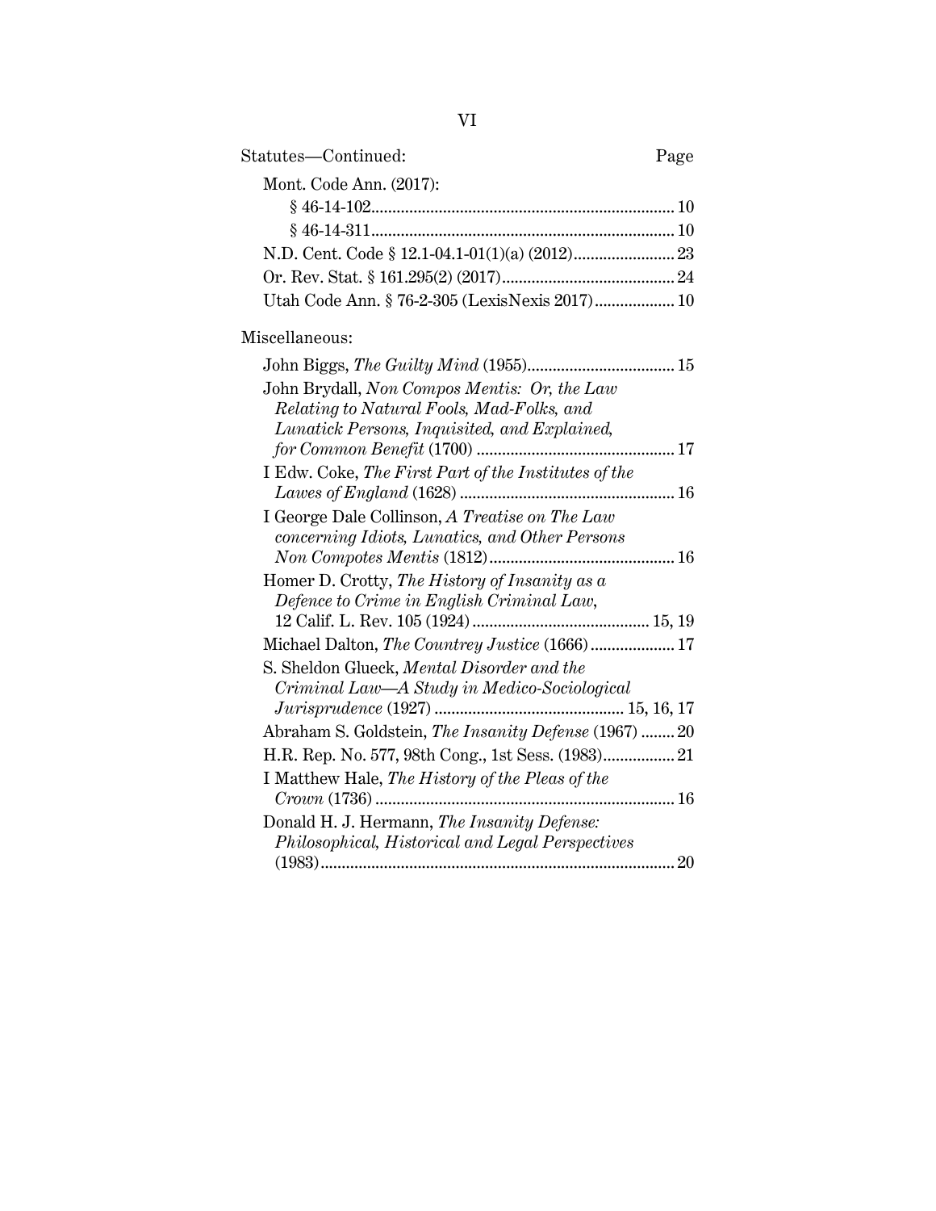Statutes—Continued: Page

Mont. Code Ann. (2017):

§ 46-14-102 ........................................................................ 10

§ 46-14-311 ........................................................................ 10

N.D. Cent. Code § 12.1-04.1-01(1)(a) (2012) ........................ 23

Or. Rev. Stat. § 161.295(2) (2017) ......................................... 24

Utah Code Ann. § 76-2-305 (LexisNexis 2017) ................... 10

Miscellaneous:

John Biggs, *The Guilty Mind* (1955) ................................... 15

John Brydall, *Non Compos Mentis: Or, the Law Relating to Natural Fools, Mad-Folks, and Lunatick Persons, Inquisited, and Explained, for Common Benefit* (1700) ............................................... 17

I Edw. Coke, *The First Part of the Institutes of the Lawes of England* (1628) .................................................... 16

I George Dale Collinson, *A Treatise on The Law concerning Idiots, Lunatics, and Other Persons Non Compotes Mentis* (1812) ............................................ 16

Homer D. Crotty, *The History of Insanity as a Defence to Crime in English Criminal Law*, 12 Calif. L. Rev. 105 (1924) .......................................... 15, 19

Michael Dalton, *The Countrey Justice* (1666) .................... 17

S. Sheldon Glueck, *Mental Disorder and the Criminal Law—A Study in Medico-Sociological Jurisprudence* (1927) ............................................. 15, 16, 17

Abraham S. Goldstein, *The Insanity Defense* (1967) ........ 20

H.R. Rep. No. 577, 98th Cong., 1st Sess. (1983) ................. 21

I Matthew Hale, *The History of the Pleas of the Crown* (1736) ....................................................................... 16

Donald H. J. Hermann, *The Insanity Defense: Philosophical, Historical and Legal Perspectives* (1983) .................................................................................... 20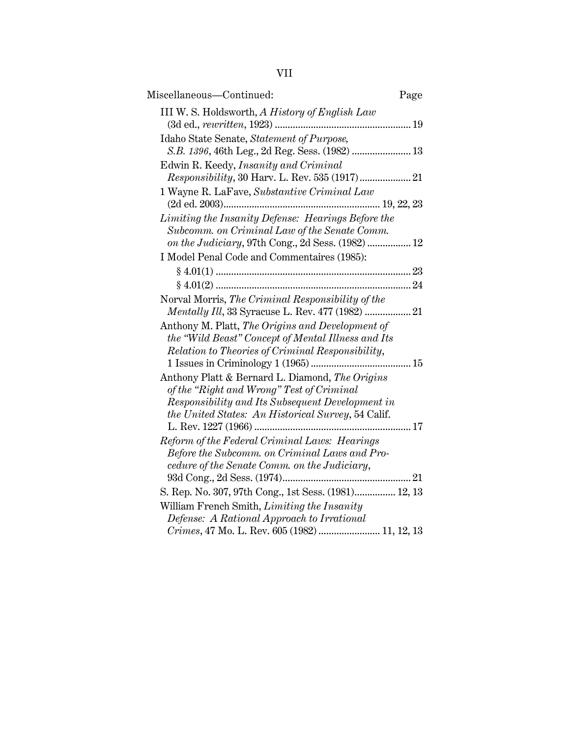Miscellaneous—Continued: Page

III W. S. Holdsworth, *A History of English Law* (3d ed., *rewritten*, 1923) .................................................... 19

Idaho State Senate, *Statement of Purpose, S.B. 1396*, 46th Leg., 2d Reg. Sess. (1982) ....................... 13

Edwin R. Keedy, *Insanity and Criminal Responsibility*, 30 Harv. L. Rev. 535 (1917) .................... 21

1 Wayne R. LaFave, *Substantive Criminal Law* (2d ed. 2003) ............................................................ 19, 22, 23

*Limiting the Insanity Defense: Hearings Before the Subcomm. on Criminal Law of the Senate Comm. on the Judiciary*, 97th Cong., 2d Sess. (1982) ................. 12

I Model Penal Code and Commentaires (1985):

- § 4.01(1) ............................................................................ 23
- § 4.01(2) ............................................................................ 24

Norval Morris, *The Criminal Responsibility of the Mentally Ill*, 33 Syracuse L. Rev. 477 (1982) .................. 21

Anthony M. Platt, *The Origins and Development of the "Wild Beast" Concept of Mental Illness and Its Relation to Theories of Criminal Responsibility*, 1 Issues in Criminology 1 (1965) ....................................... 15

Anthony Platt & Bernard L. Diamond, *The Origins of the "Right and Wrong" Test of Criminal Responsibility and Its Subsequent Development in the United States: An Historical Survey*, 54 Calif. L. Rev. 1227 (1966) ............................................................ 17

*Reform of the Federal Criminal Laws: Hearings Before the Subcomm. on Criminal Laws and Procedure of the Senate Comm. on the Judiciary*, 93d Cong., 2d Sess. (1974) .................................................. 21

S. Rep. No. 307, 97th Cong., 1st Sess. (1981) ................ 12, 13

William French Smith, *Limiting the Insanity Defense: A Rational Approach to Irrational Crimes*, 47 Mo. L. Rev. 605 (1982) ........................ 11, 12, 13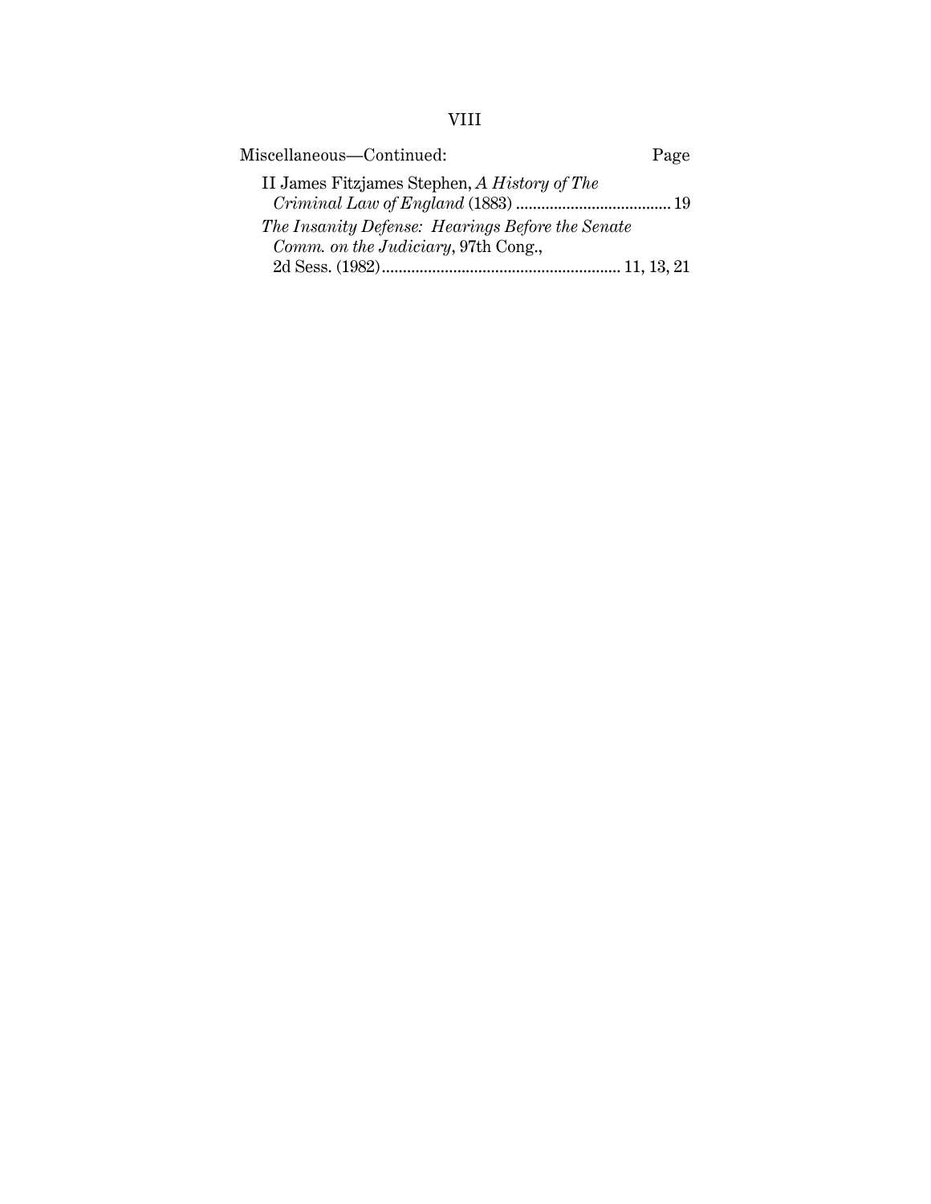Miscellaneous—Continued: Page

II James Fitzjames Stephen, *A History of The Criminal Law of England* (1883) .................................... 19

*The Insanity Defense: Hearings Before the Senate Comm. on the Judiciary*, 97th Cong., 2d Sess. (1982) ........................................................ 11, 13, 21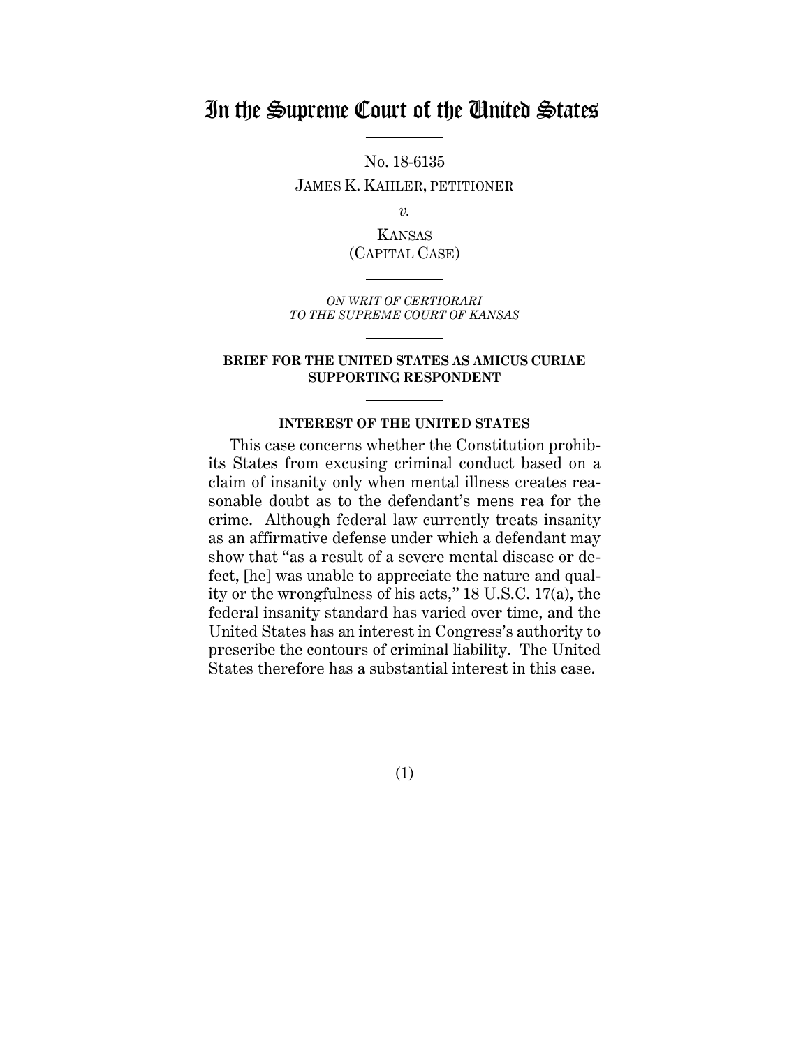# In the Supreme Court of the United States

No. 18-6135

JAMES K. KAHLER, PETITIONER

*v.*

KANSAS
(CAPITAL CASE)

*ON WRIT OF CERTIORARI TO THE SUPREME COURT OF KANSAS*

**BRIEF FOR THE UNITED STATES AS AMICUS CURIAE SUPPORTING RESPONDENT**

**INTEREST OF THE UNITED STATES**

This case concerns whether the Constitution prohibits States from excusing criminal conduct based on a claim of insanity only when mental illness creates reasonable doubt as to the defendant's mens rea for the crime. Although federal law currently treats insanity as an affirmative defense under which a defendant may show that "as a result of a severe mental disease or defect, [he] was unable to appreciate the nature and quality or the wrongfulness of his acts," 18 U.S.C. 17(a), the federal insanity standard has varied over time, and the United States has an interest in Congress's authority to prescribe the contours of criminal liability. The United States therefore has a substantial interest in this case.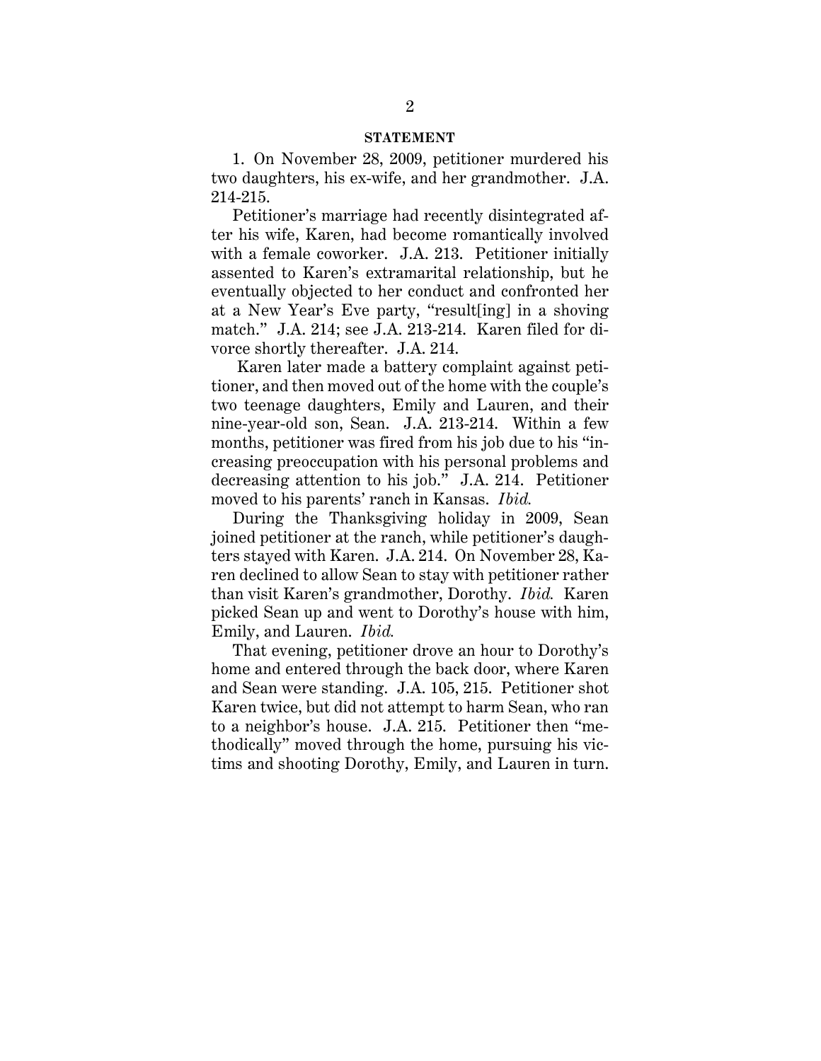## STATEMENT

1. On November 28, 2009, petitioner murdered his two daughters, his ex-wife, and her grandmother. J.A. 214-215.

Petitioner's marriage had recently disintegrated after his wife, Karen, had become romantically involved with a female coworker. J.A. 213. Petitioner initially assented to Karen's extramarital relationship, but he eventually objected to her conduct and confronted her at a New Year's Eve party, "result[ing] in a shoving match." J.A. 214; see J.A. 213-214. Karen filed for divorce shortly thereafter. J.A. 214.

Karen later made a battery complaint against petitioner, and then moved out of the home with the couple's two teenage daughters, Emily and Lauren, and their nine-year-old son, Sean. J.A. 213-214. Within a few months, petitioner was fired from his job due to his "increasing preoccupation with his personal problems and decreasing attention to his job." J.A. 214. Petitioner moved to his parents' ranch in Kansas. *Ibid.*

During the Thanksgiving holiday in 2009, Sean joined petitioner at the ranch, while petitioner's daughters stayed with Karen. J.A. 214. On November 28, Karen declined to allow Sean to stay with petitioner rather than visit Karen's grandmother, Dorothy. *Ibid.* Karen picked Sean up and went to Dorothy's house with him, Emily, and Lauren. *Ibid.*

That evening, petitioner drove an hour to Dorothy's home and entered through the back door, where Karen and Sean were standing. J.A. 105, 215. Petitioner shot Karen twice, but did not attempt to harm Sean, who ran to a neighbor's house. J.A. 215. Petitioner then "methodically" moved through the home, pursuing his victims and shooting Dorothy, Emily, and Lauren in turn.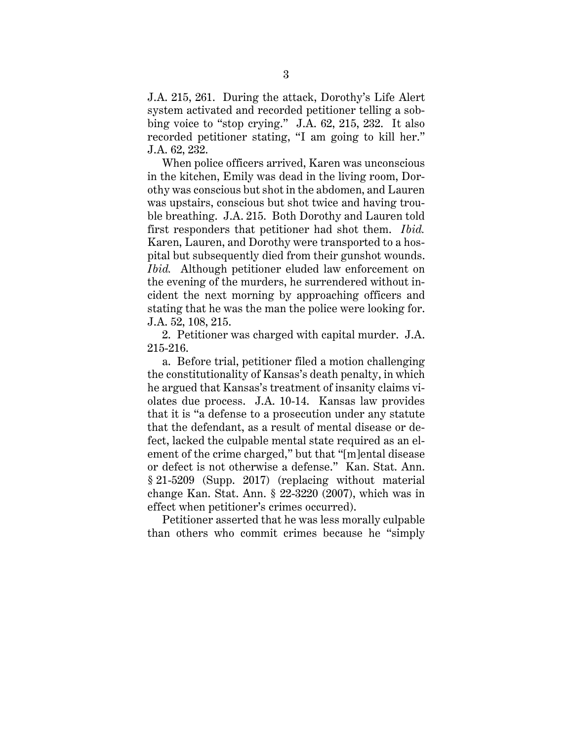J.A. 215, 261. During the attack, Dorothy's Life Alert system activated and recorded petitioner telling a sobbing voice to "stop crying." J.A. 62, 215, 232. It also recorded petitioner stating, "I am going to kill her." J.A. 62, 232.

When police officers arrived, Karen was unconscious in the kitchen, Emily was dead in the living room, Dorothy was conscious but shot in the abdomen, and Lauren was upstairs, conscious but shot twice and having trouble breathing. J.A. 215. Both Dorothy and Lauren told first responders that petitioner had shot them. *Ibid.* Karen, Lauren, and Dorothy were transported to a hospital but subsequently died from their gunshot wounds. *Ibid.* Although petitioner eluded law enforcement on the evening of the murders, he surrendered without incident the next morning by approaching officers and stating that he was the man the police were looking for. J.A. 52, 108, 215.

2. Petitioner was charged with capital murder. J.A. 215-216.

a. Before trial, petitioner filed a motion challenging the constitutionality of Kansas's death penalty, in which he argued that Kansas's treatment of insanity claims violates due process. J.A. 10-14. Kansas law provides that it is "a defense to a prosecution under any statute that the defendant, as a result of mental disease or defect, lacked the culpable mental state required as an element of the crime charged," but that "[m]ental disease or defect is not otherwise a defense." Kan. Stat. Ann. § 21-5209 (Supp. 2017) (replacing without material change Kan. Stat. Ann. § 22-3220 (2007), which was in effect when petitioner's crimes occurred).

Petitioner asserted that he was less morally culpable than others who commit crimes because he "simply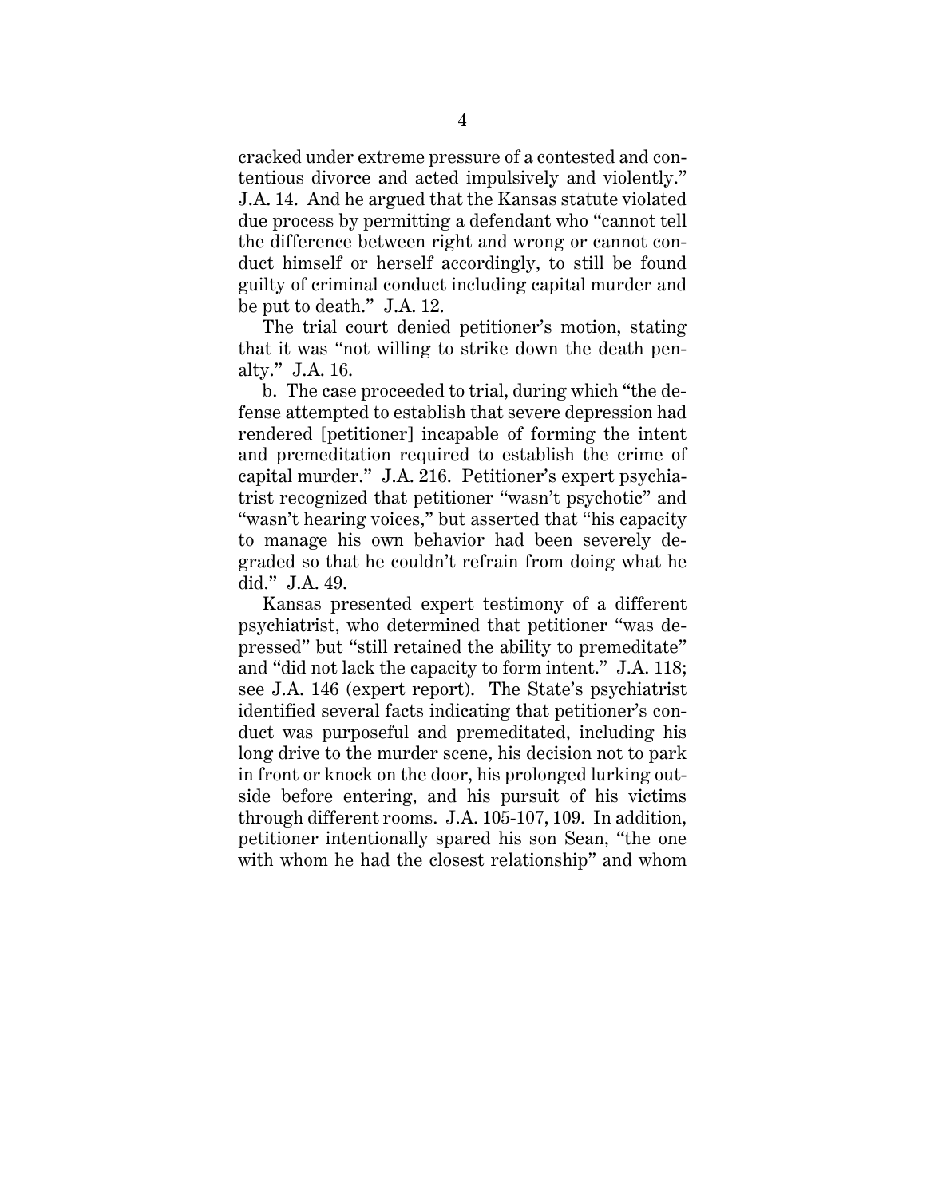cracked under extreme pressure of a contested and contentious divorce and acted impulsively and violently." J.A. 14. And he argued that the Kansas statute violated due process by permitting a defendant who "cannot tell the difference between right and wrong or cannot conduct himself or herself accordingly, to still be found guilty of criminal conduct including capital murder and be put to death." J.A. 12.

The trial court denied petitioner's motion, stating that it was "not willing to strike down the death penalty." J.A. 16.

b. The case proceeded to trial, during which "the defense attempted to establish that severe depression had rendered [petitioner] incapable of forming the intent and premeditation required to establish the crime of capital murder." J.A. 216. Petitioner's expert psychiatrist recognized that petitioner "wasn't psychotic" and "wasn't hearing voices," but asserted that "his capacity to manage his own behavior had been severely degraded so that he couldn't refrain from doing what he did." J.A. 49.

Kansas presented expert testimony of a different psychiatrist, who determined that petitioner "was depressed" but "still retained the ability to premeditate" and "did not lack the capacity to form intent." J.A. 118; see J.A. 146 (expert report). The State's psychiatrist identified several facts indicating that petitioner's conduct was purposeful and premeditated, including his long drive to the murder scene, his decision not to park in front or knock on the door, his prolonged lurking outside before entering, and his pursuit of his victims through different rooms. J.A. 105-107, 109. In addition, petitioner intentionally spared his son Sean, "the one with whom he had the closest relationship" and whom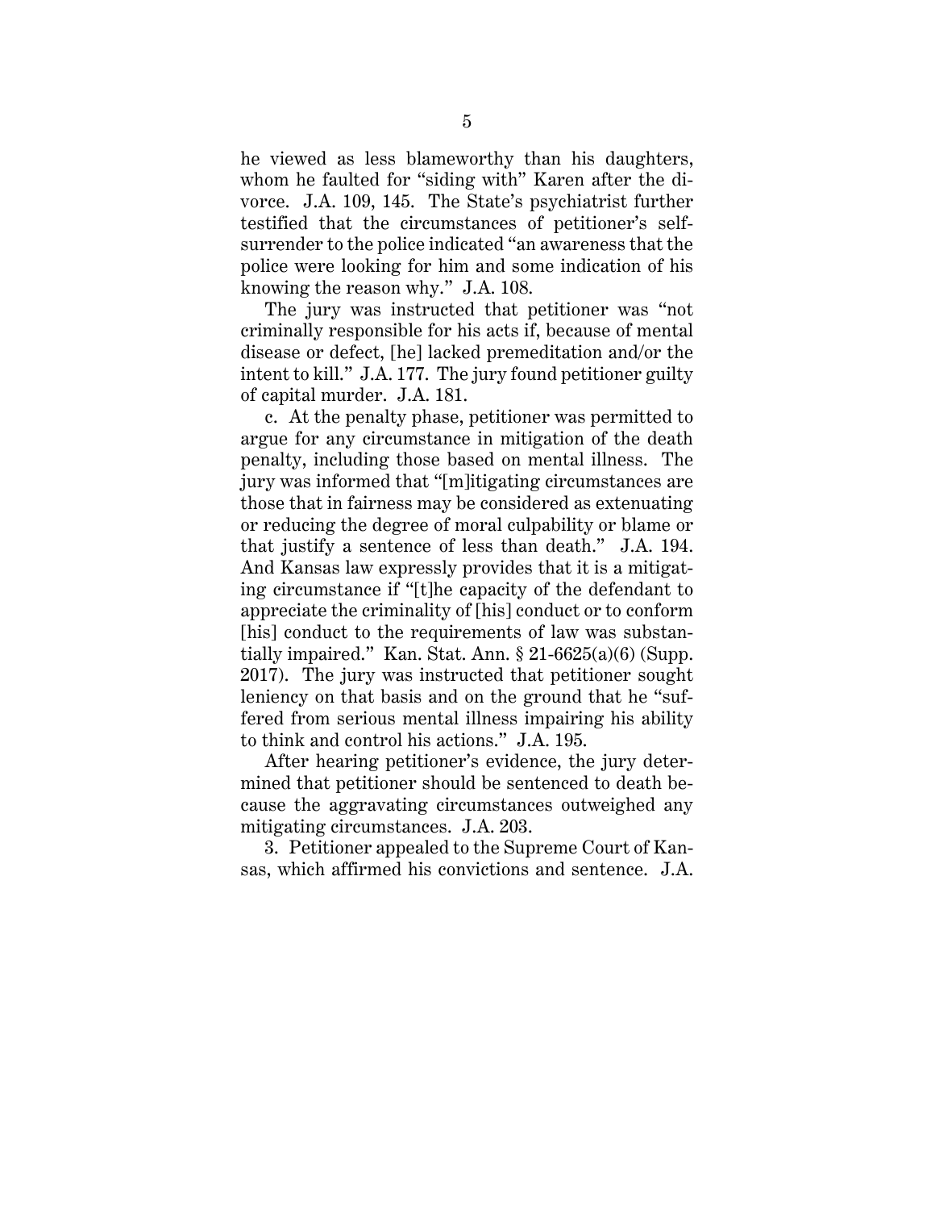he viewed as less blameworthy than his daughters, whom he faulted for "siding with" Karen after the divorce. J.A. 109, 145. The State's psychiatrist further testified that the circumstances of petitioner's self-surrender to the police indicated "an awareness that the police were looking for him and some indication of his knowing the reason why." J.A. 108.

The jury was instructed that petitioner was "not criminally responsible for his acts if, because of mental disease or defect, [he] lacked premeditation and/or the intent to kill." J.A. 177. The jury found petitioner guilty of capital murder. J.A. 181.

c. At the penalty phase, petitioner was permitted to argue for any circumstance in mitigation of the death penalty, including those based on mental illness. The jury was informed that "[m]itigating circumstances are those that in fairness may be considered as extenuating or reducing the degree of moral culpability or blame or that justify a sentence of less than death." J.A. 194. And Kansas law expressly provides that it is a mitigating circumstance if "[t]he capacity of the defendant to appreciate the criminality of [his] conduct or to conform [his] conduct to the requirements of law was substantially impaired." Kan. Stat. Ann. § 21-6625(a)(6) (Supp. 2017). The jury was instructed that petitioner sought leniency on that basis and on the ground that he "suffered from serious mental illness impairing his ability to think and control his actions." J.A. 195.

After hearing petitioner's evidence, the jury determined that petitioner should be sentenced to death because the aggravating circumstances outweighed any mitigating circumstances. J.A. 203.

3. Petitioner appealed to the Supreme Court of Kansas, which affirmed his convictions and sentence. J.A.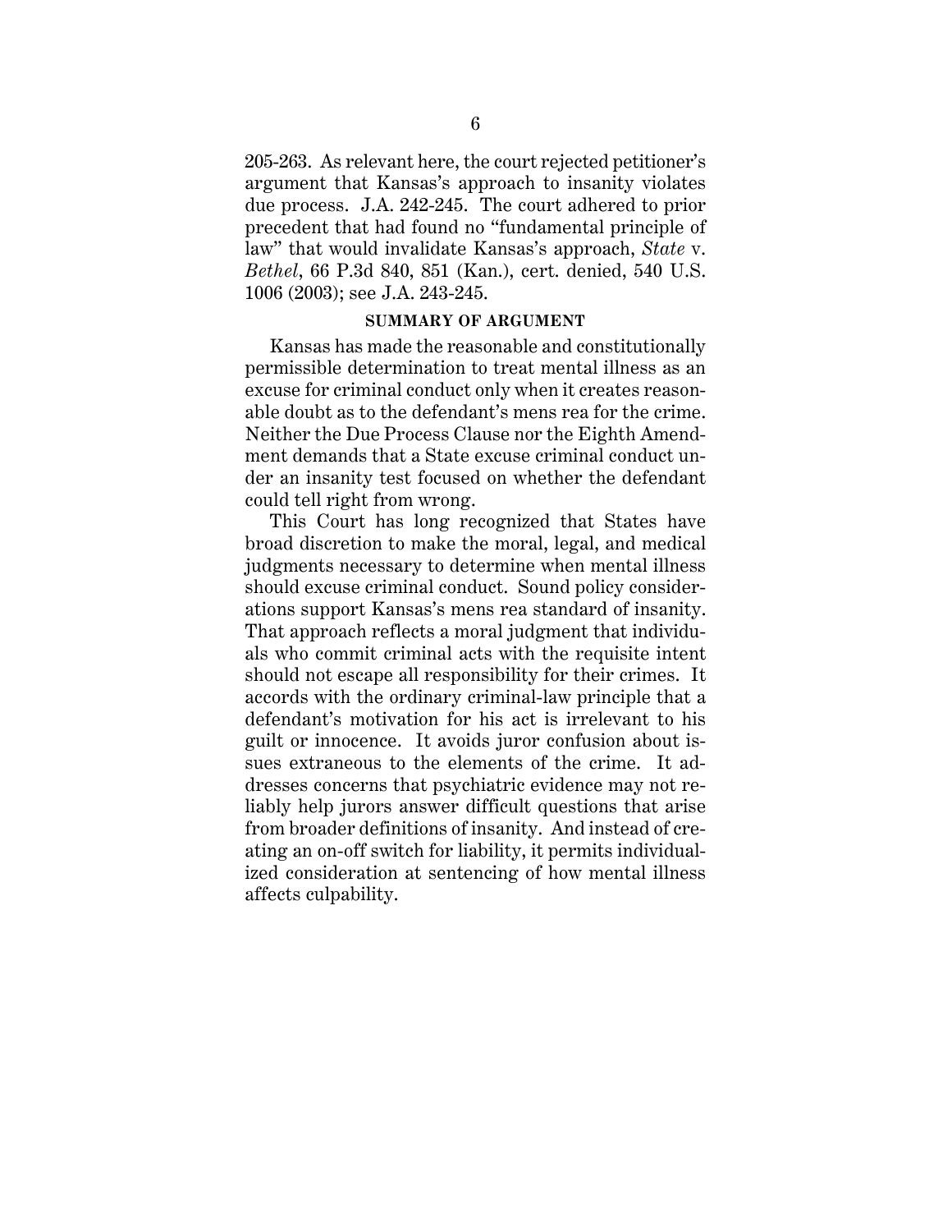205-263. As relevant here, the court rejected petitioner's argument that Kansas's approach to insanity violates due process. J.A. 242-245. The court adhered to prior precedent that had found no "fundamental principle of law" that would invalidate Kansas's approach, *State* v. *Bethel*, 66 P.3d 840, 851 (Kan.), cert. denied, 540 U.S. 1006 (2003); see J.A. 243-245.

## SUMMARY OF ARGUMENT

Kansas has made the reasonable and constitutionally permissible determination to treat mental illness as an excuse for criminal conduct only when it creates reasonable doubt as to the defendant's mens rea for the crime. Neither the Due Process Clause nor the Eighth Amendment demands that a State excuse criminal conduct under an insanity test focused on whether the defendant could tell right from wrong.

This Court has long recognized that States have broad discretion to make the moral, legal, and medical judgments necessary to determine when mental illness should excuse criminal conduct. Sound policy considerations support Kansas's mens rea standard of insanity. That approach reflects a moral judgment that individuals who commit criminal acts with the requisite intent should not escape all responsibility for their crimes. It accords with the ordinary criminal-law principle that a defendant's motivation for his act is irrelevant to his guilt or innocence. It avoids juror confusion about issues extraneous to the elements of the crime. It addresses concerns that psychiatric evidence may not reliably help jurors answer difficult questions that arise from broader definitions of insanity. And instead of creating an on-off switch for liability, it permits individualized consideration at sentencing of how mental illness affects culpability.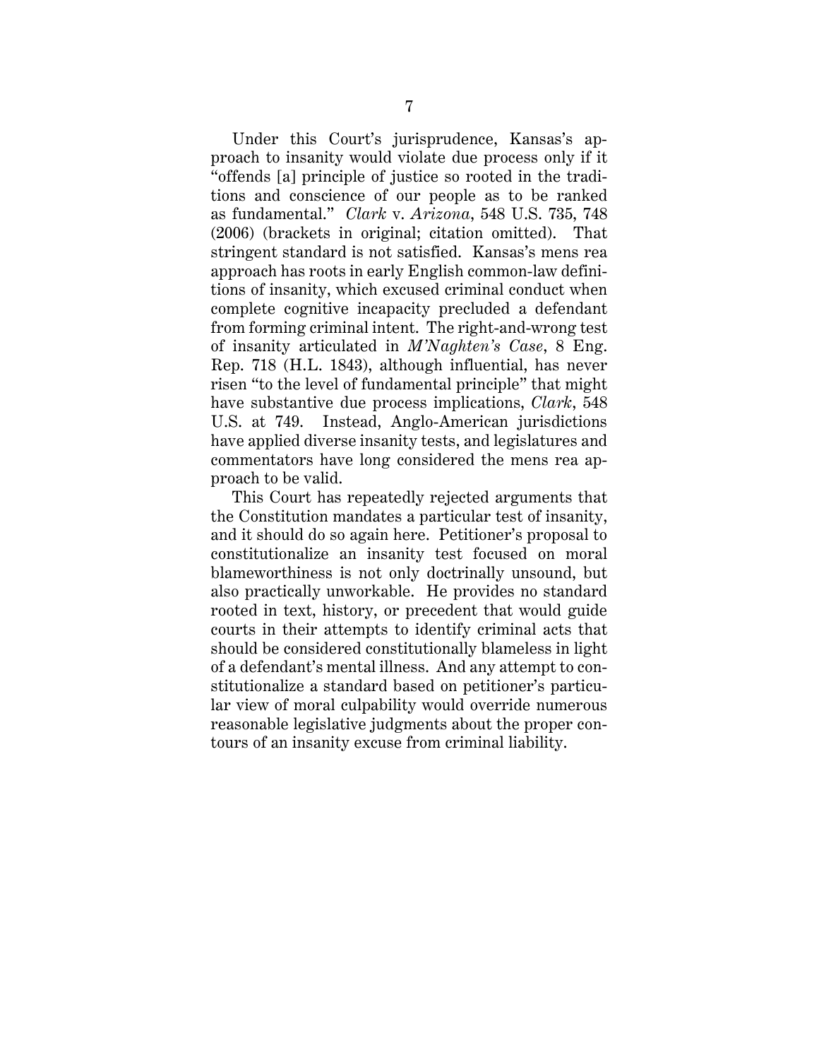Under this Court's jurisprudence, Kansas's approach to insanity would violate due process only if it "offends [a] principle of justice so rooted in the traditions and conscience of our people as to be ranked as fundamental." *Clark* v. *Arizona*, 548 U.S. 735, 748 (2006) (brackets in original; citation omitted). That stringent standard is not satisfied. Kansas's mens rea approach has roots in early English common-law definitions of insanity, which excused criminal conduct when complete cognitive incapacity precluded a defendant from forming criminal intent. The right-and-wrong test of insanity articulated in *M'Naghten's Case*, 8 Eng. Rep. 718 (H.L. 1843), although influential, has never risen "to the level of fundamental principle" that might have substantive due process implications, *Clark*, 548 U.S. at 749. Instead, Anglo-American jurisdictions have applied diverse insanity tests, and legislatures and commentators have long considered the mens rea approach to be valid.

This Court has repeatedly rejected arguments that the Constitution mandates a particular test of insanity, and it should do so again here. Petitioner's proposal to constitutionalize an insanity test focused on moral blameworthiness is not only doctrinally unsound, but also practically unworkable. He provides no standard rooted in text, history, or precedent that would guide courts in their attempts to identify criminal acts that should be considered constitutionally blameless in light of a defendant's mental illness. And any attempt to constitutionalize a standard based on petitioner's particular view of moral culpability would override numerous reasonable legislative judgments about the proper contours of an insanity excuse from criminal liability.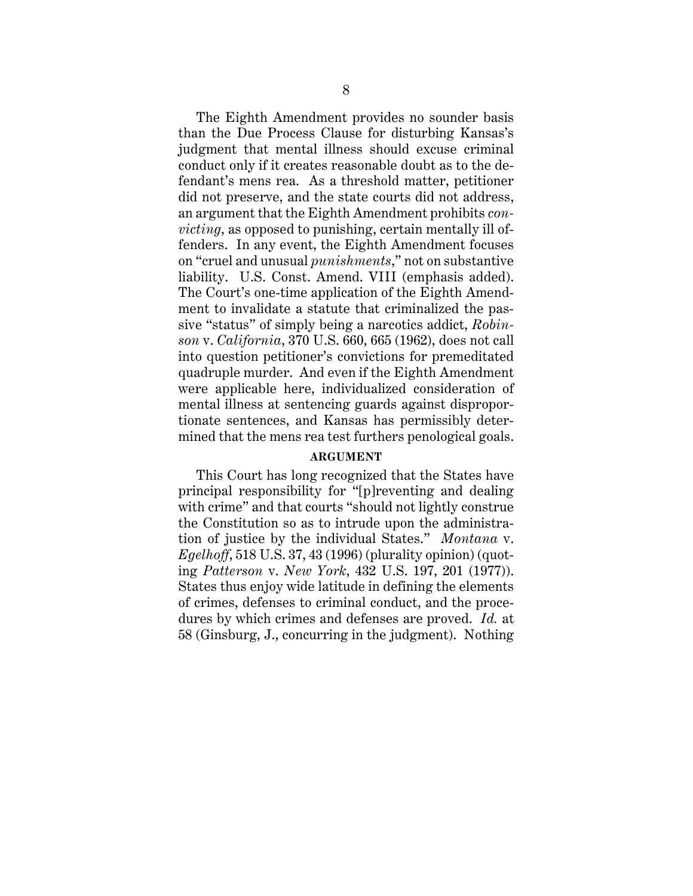The Eighth Amendment provides no sounder basis than the Due Process Clause for disturbing Kansas's judgment that mental illness should excuse criminal conduct only if it creates reasonable doubt as to the defendant's mens rea. As a threshold matter, petitioner did not preserve, and the state courts did not address, an argument that the Eighth Amendment prohibits *convicting*, as opposed to punishing, certain mentally ill offenders. In any event, the Eighth Amendment focuses on "cruel and unusual *punishments*," not on substantive liability. U.S. Const. Amend. VIII (emphasis added). The Court's one-time application of the Eighth Amendment to invalidate a statute that criminalized the passive "status" of simply being a narcotics addict, *Robinson* v. *California*, 370 U.S. 660, 665 (1962), does not call into question petitioner's convictions for premeditated quadruple murder. And even if the Eighth Amendment were applicable here, individualized consideration of mental illness at sentencing guards against disproportionate sentences, and Kansas has permissibly determined that the mens rea test furthers penological goals.

## ARGUMENT

This Court has long recognized that the States have principal responsibility for "[p]reventing and dealing with crime" and that courts "should not lightly construe the Constitution so as to intrude upon the administration of justice by the individual States." *Montana* v. *Egelhoff*, 518 U.S. 37, 43 (1996) (plurality opinion) (quoting *Patterson* v. *New York*, 432 U.S. 197, 201 (1977)). States thus enjoy wide latitude in defining the elements of crimes, defenses to criminal conduct, and the procedures by which crimes and defenses are proved. *Id.* at 58 (Ginsburg, J., concurring in the judgment). Nothing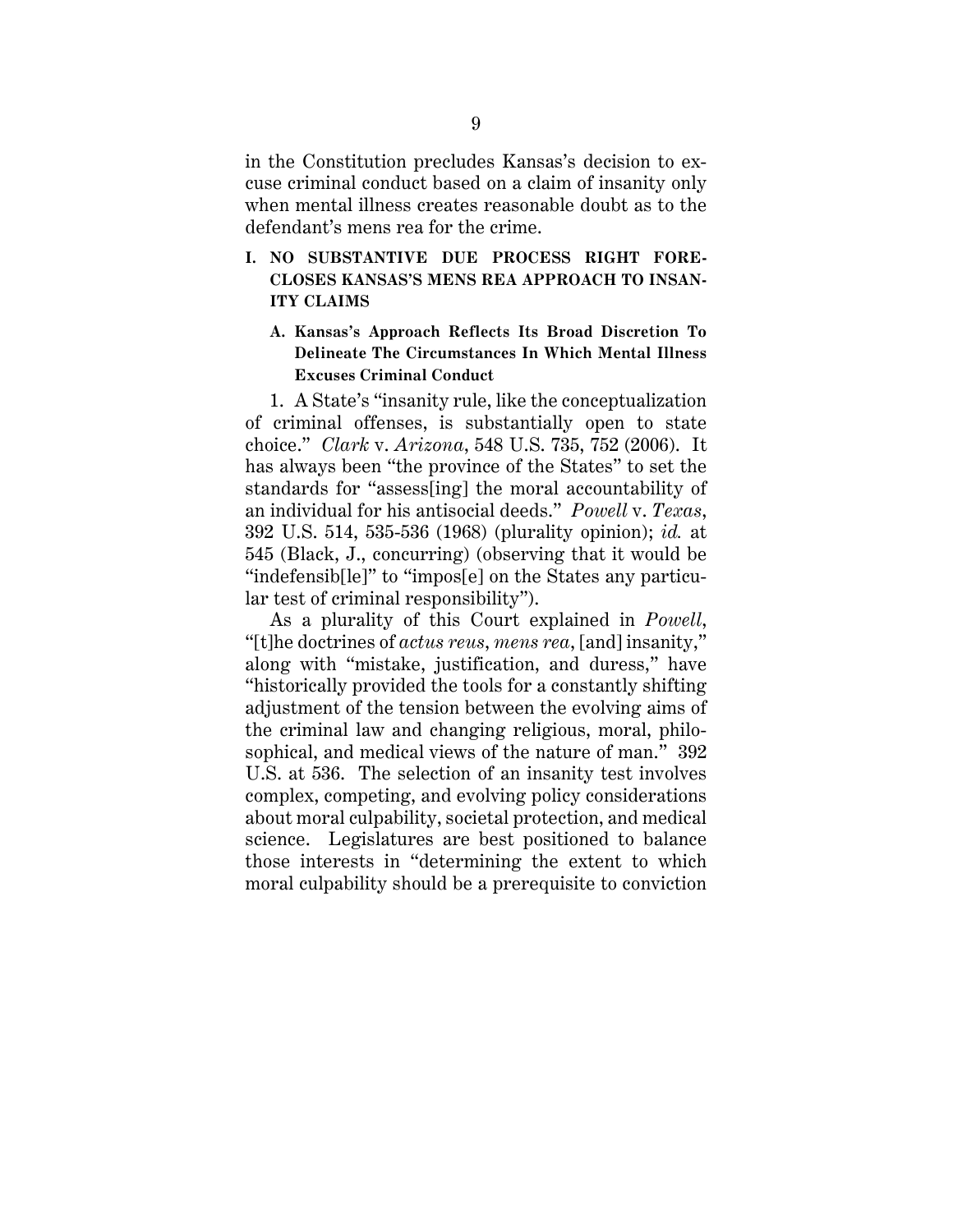in the Constitution precludes Kansas's decision to excuse criminal conduct based on a claim of insanity only when mental illness creates reasonable doubt as to the defendant's mens rea for the crime.

## I. NO SUBSTANTIVE DUE PROCESS RIGHT FORECLOSES KANSAS'S MENS REA APPROACH TO INSANITY CLAIMS

### A. Kansas's Approach Reflects Its Broad Discretion To Delineate The Circumstances In Which Mental Illness Excuses Criminal Conduct

1. A State's "insanity rule, like the conceptualization of criminal offenses, is substantially open to state choice." *Clark* v. *Arizona*, 548 U.S. 735, 752 (2006). It has always been "the province of the States" to set the standards for "assess[ing] the moral accountability of an individual for his antisocial deeds." *Powell* v. *Texas*, 392 U.S. 514, 535-536 (1968) (plurality opinion); *id.* at 545 (Black, J., concurring) (observing that it would be "indefensib[le]" to "impos[e] on the States any particular test of criminal responsibility").

As a plurality of this Court explained in *Powell*, "[t]he doctrines of *actus reus*, *mens rea*, [and] insanity," along with "mistake, justification, and duress," have "historically provided the tools for a constantly shifting adjustment of the tension between the evolving aims of the criminal law and changing religious, moral, philosophical, and medical views of the nature of man." 392 U.S. at 536. The selection of an insanity test involves complex, competing, and evolving policy considerations about moral culpability, societal protection, and medical science. Legislatures are best positioned to balance those interests in "determining the extent to which moral culpability should be a prerequisite to conviction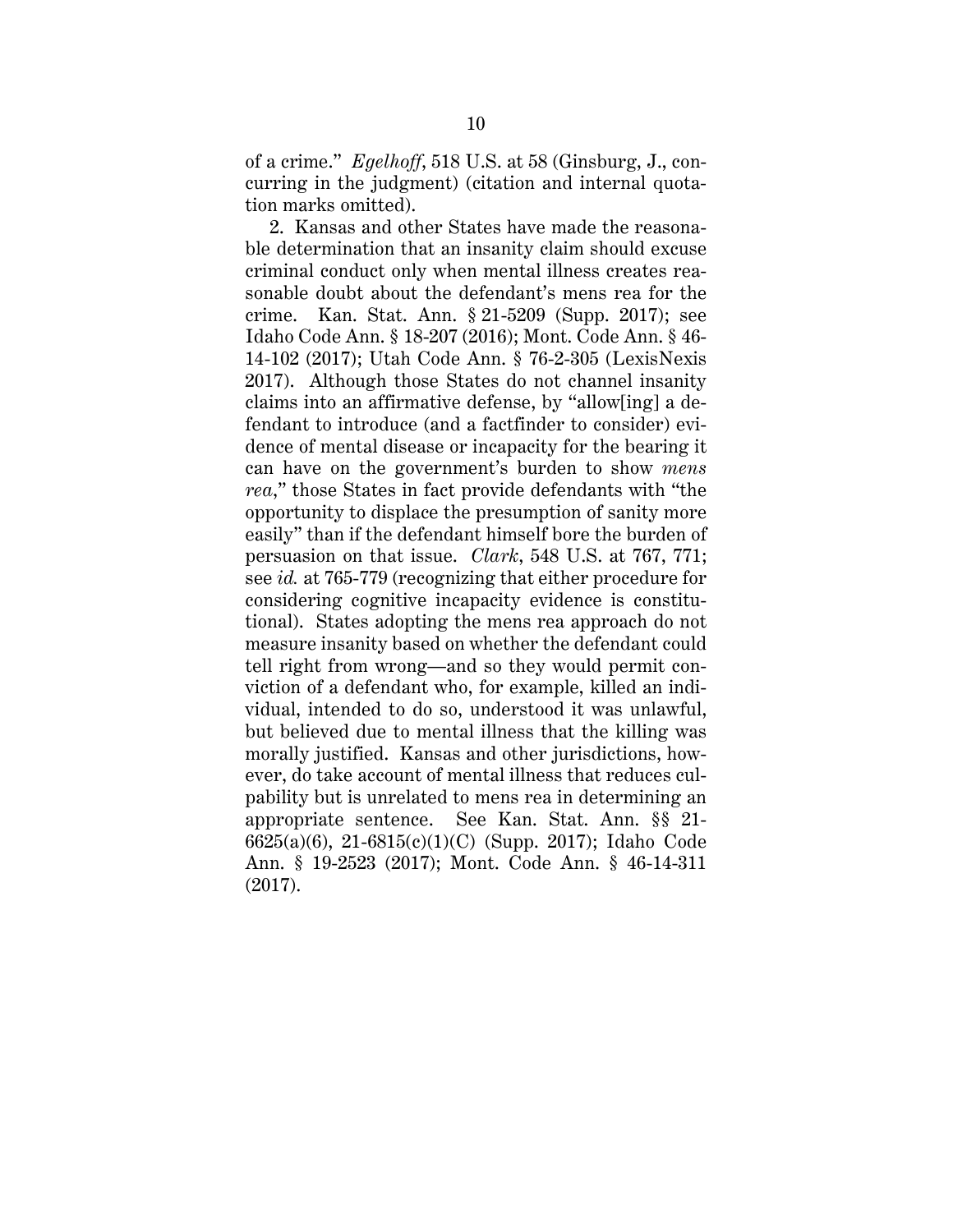of a crime." *Egelhoff*, 518 U.S. at 58 (Ginsburg, J., concurring in the judgment) (citation and internal quotation marks omitted).

2. Kansas and other States have made the reasonable determination that an insanity claim should excuse criminal conduct only when mental illness creates reasonable doubt about the defendant's mens rea for the crime. Kan. Stat. Ann. § 21-5209 (Supp. 2017); see Idaho Code Ann. § 18-207 (2016); Mont. Code Ann. § 46-14-102 (2017); Utah Code Ann. § 76-2-305 (LexisNexis 2017). Although those States do not channel insanity claims into an affirmative defense, by "allow[ing] a defendant to introduce (and a factfinder to consider) evidence of mental disease or incapacity for the bearing it can have on the government's burden to show *mens rea*," those States in fact provide defendants with "the opportunity to displace the presumption of sanity more easily" than if the defendant himself bore the burden of persuasion on that issue. *Clark*, 548 U.S. at 767, 771; see *id.* at 765-779 (recognizing that either procedure for considering cognitive incapacity evidence is constitutional). States adopting the mens rea approach do not measure insanity based on whether the defendant could tell right from wrong—and so they would permit conviction of a defendant who, for example, killed an individual, intended to do so, understood it was unlawful, but believed due to mental illness that the killing was morally justified. Kansas and other jurisdictions, however, do take account of mental illness that reduces culpability but is unrelated to mens rea in determining an appropriate sentence. See Kan. Stat. Ann. §§ 21-6625(a)(6), 21-6815(c)(1)(C) (Supp. 2017); Idaho Code Ann. § 19-2523 (2017); Mont. Code Ann. § 46-14-311 (2017).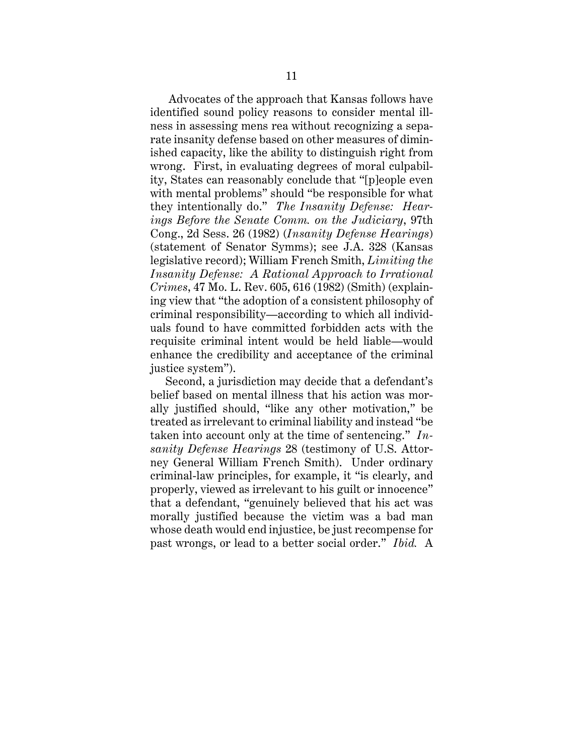Advocates of the approach that Kansas follows have identified sound policy reasons to consider mental illness in assessing mens rea without recognizing a separate insanity defense based on other measures of diminished capacity, like the ability to distinguish right from wrong. First, in evaluating degrees of moral culpability, States can reasonably conclude that "[p]eople even with mental problems" should "be responsible for what they intentionally do." *The Insanity Defense: Hearings Before the Senate Comm. on the Judiciary*, 97th Cong., 2d Sess. 26 (1982) (*Insanity Defense Hearings*) (statement of Senator Symms); see J.A. 328 (Kansas legislative record); William French Smith, *Limiting the Insanity Defense: A Rational Approach to Irrational Crimes*, 47 Mo. L. Rev. 605, 616 (1982) (Smith) (explaining view that "the adoption of a consistent philosophy of criminal responsibility—according to which all individuals found to have committed forbidden acts with the requisite criminal intent would be held liable—would enhance the credibility and acceptance of the criminal justice system").

Second, a jurisdiction may decide that a defendant's belief based on mental illness that his action was morally justified should, "like any other motivation," be treated as irrelevant to criminal liability and instead "be taken into account only at the time of sentencing." *Insanity Defense Hearings* 28 (testimony of U.S. Attorney General William French Smith). Under ordinary criminal-law principles, for example, it "is clearly, and properly, viewed as irrelevant to his guilt or innocence" that a defendant, "genuinely believed that his act was morally justified because the victim was a bad man whose death would end injustice, be just recompense for past wrongs, or lead to a better social order." *Ibid.* A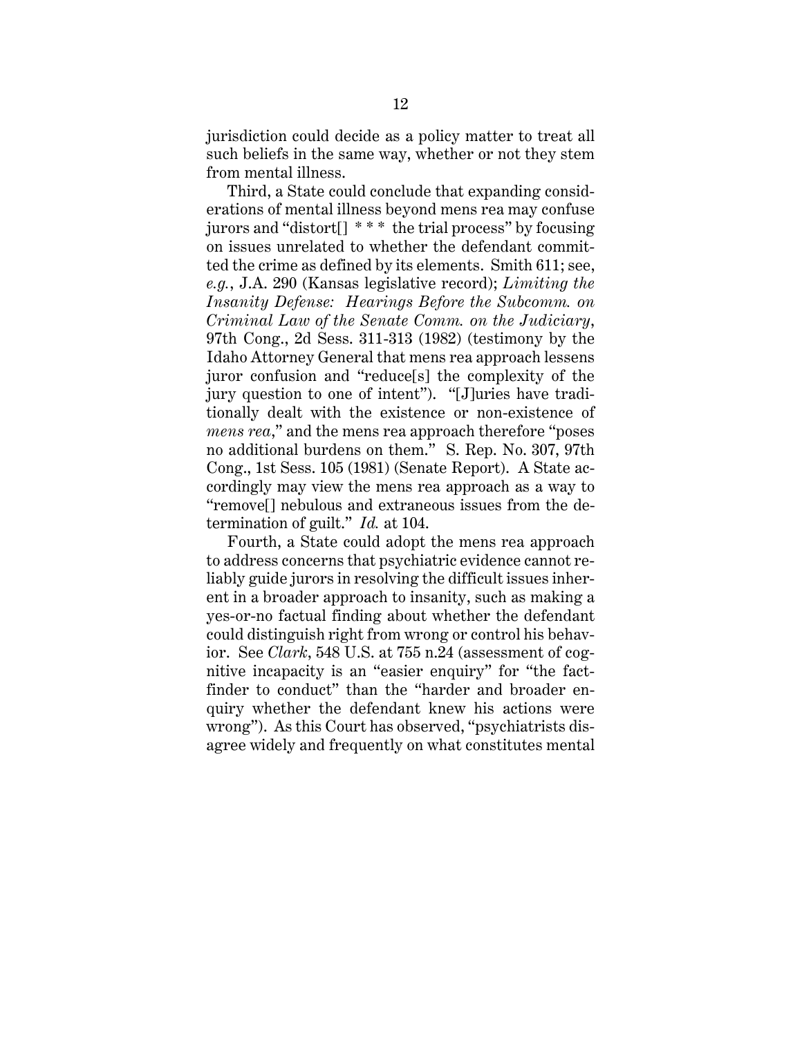jurisdiction could decide as a policy matter to treat all such beliefs in the same way, whether or not they stem from mental illness.

Third, a State could conclude that expanding considerations of mental illness beyond mens rea may confuse jurors and "distort[] * * * the trial process" by focusing on issues unrelated to whether the defendant committed the crime as defined by its elements. Smith 611; see, *e.g.*, J.A. 290 (Kansas legislative record); *Limiting the Insanity Defense: Hearings Before the Subcomm. on Criminal Law of the Senate Comm. on the Judiciary*, 97th Cong., 2d Sess. 311-313 (1982) (testimony by the Idaho Attorney General that mens rea approach lessens juror confusion and "reduce[s] the complexity of the jury question to one of intent"). "[J]uries have traditionally dealt with the existence or non-existence of *mens rea*," and the mens rea approach therefore "poses no additional burdens on them." S. Rep. No. 307, 97th Cong., 1st Sess. 105 (1981) (Senate Report). A State accordingly may view the mens rea approach as a way to "remove[] nebulous and extraneous issues from the determination of guilt." *Id.* at 104.

Fourth, a State could adopt the mens rea approach to address concerns that psychiatric evidence cannot reliably guide jurors in resolving the difficult issues inherent in a broader approach to insanity, such as making a yes-or-no factual finding about whether the defendant could distinguish right from wrong or control his behavior. See *Clark*, 548 U.S. at 755 n.24 (assessment of cognitive incapacity is an "easier enquiry" for "the factfinder to conduct" than the "harder and broader enquiry whether the defendant knew his actions were wrong"). As this Court has observed, "psychiatrists disagree widely and frequently on what constitutes mental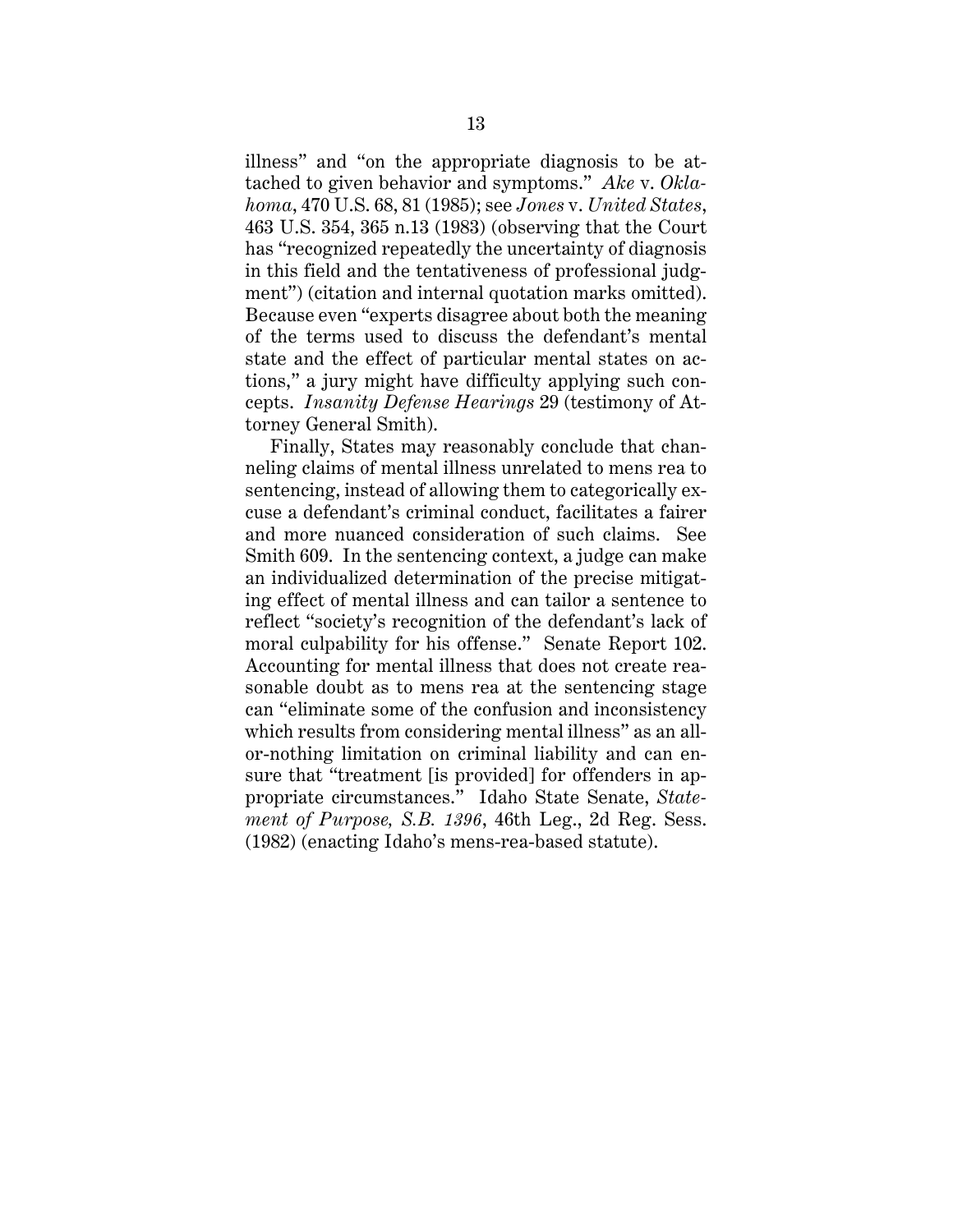illness" and "on the appropriate diagnosis to be attached to given behavior and symptoms." *Ake* v. *Oklahoma*, 470 U.S. 68, 81 (1985); see *Jones* v. *United States*, 463 U.S. 354, 365 n.13 (1983) (observing that the Court has "recognized repeatedly the uncertainty of diagnosis in this field and the tentativeness of professional judgment") (citation and internal quotation marks omitted). Because even "experts disagree about both the meaning of the terms used to discuss the defendant's mental state and the effect of particular mental states on actions," a jury might have difficulty applying such concepts. *Insanity Defense Hearings* 29 (testimony of Attorney General Smith).

Finally, States may reasonably conclude that channeling claims of mental illness unrelated to mens rea to sentencing, instead of allowing them to categorically excuse a defendant's criminal conduct, facilitates a fairer and more nuanced consideration of such claims. See Smith 609. In the sentencing context, a judge can make an individualized determination of the precise mitigating effect of mental illness and can tailor a sentence to reflect "society's recognition of the defendant's lack of moral culpability for his offense." Senate Report 102. Accounting for mental illness that does not create reasonable doubt as to mens rea at the sentencing stage can "eliminate some of the confusion and inconsistency which results from considering mental illness" as an all-or-nothing limitation on criminal liability and can ensure that "treatment [is provided] for offenders in appropriate circumstances." Idaho State Senate, *Statement of Purpose, S.B. 1396*, 46th Leg., 2d Reg. Sess. (1982) (enacting Idaho's mens-rea-based statute).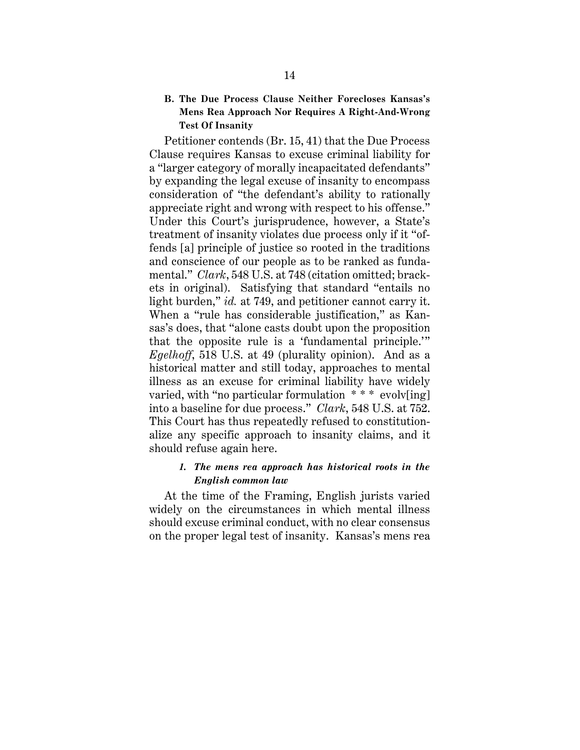### B. The Due Process Clause Neither Forecloses Kansas's Mens Rea Approach Nor Requires A Right-And-Wrong Test Of Insanity

Petitioner contends (Br. 15, 41) that the Due Process Clause requires Kansas to excuse criminal liability for a "larger category of morally incapacitated defendants" by expanding the legal excuse of insanity to encompass consideration of "the defendant's ability to rationally appreciate right and wrong with respect to his offense." Under this Court's jurisprudence, however, a State's treatment of insanity violates due process only if it "offends [a] principle of justice so rooted in the traditions and conscience of our people as to be ranked as fundamental." *Clark*, 548 U.S. at 748 (citation omitted; brackets in original). Satisfying that standard "entails no light burden," *id.* at 749, and petitioner cannot carry it. When a "rule has considerable justification," as Kansas's does, that "alone casts doubt upon the proposition that the opposite rule is a 'fundamental principle.'" *Egelhoff*, 518 U.S. at 49 (plurality opinion). And as a historical matter and still today, approaches to mental illness as an excuse for criminal liability have widely varied, with "no particular formulation * * * evolv[ing] into a baseline for due process." *Clark*, 548 U.S. at 752. This Court has thus repeatedly refused to constitutionalize any specific approach to insanity claims, and it should refuse again here.

#### *1. The mens rea approach has historical roots in the English common law*

At the time of the Framing, English jurists varied widely on the circumstances in which mental illness should excuse criminal conduct, with no clear consensus on the proper legal test of insanity. Kansas's mens rea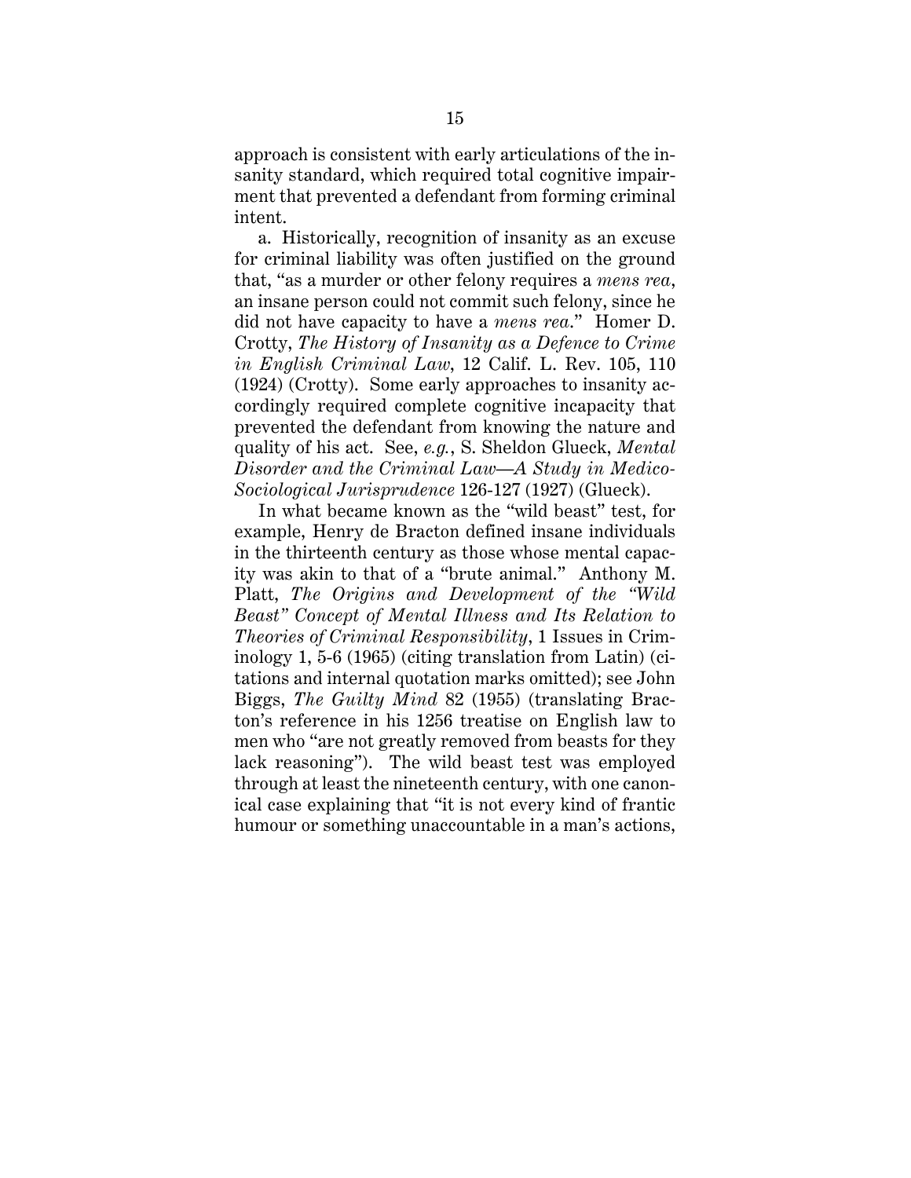approach is consistent with early articulations of the insanity standard, which required total cognitive impairment that prevented a defendant from forming criminal intent.

a. Historically, recognition of insanity as an excuse for criminal liability was often justified on the ground that, "as a murder or other felony requires a *mens rea*, an insane person could not commit such felony, since he did not have capacity to have a *mens rea*." Homer D. Crotty, *The History of Insanity as a Defence to Crime in English Criminal Law*, 12 Calif. L. Rev. 105, 110 (1924) (Crotty). Some early approaches to insanity accordingly required complete cognitive incapacity that prevented the defendant from knowing the nature and quality of his act. See, *e.g.*, S. Sheldon Glueck, *Mental Disorder and the Criminal Law—A Study in Medico-Sociological Jurisprudence* 126-127 (1927) (Glueck).

In what became known as the "wild beast" test, for example, Henry de Bracton defined insane individuals in the thirteenth century as those whose mental capacity was akin to that of a "brute animal." Anthony M. Platt, *The Origins and Development of the "Wild Beast" Concept of Mental Illness and Its Relation to Theories of Criminal Responsibility*, 1 Issues in Criminology 1, 5-6 (1965) (citing translation from Latin) (citations and internal quotation marks omitted); see John Biggs, *The Guilty Mind* 82 (1955) (translating Bracton's reference in his 1256 treatise on English law to men who "are not greatly removed from beasts for they lack reasoning"). The wild beast test was employed through at least the nineteenth century, with one canonical case explaining that "it is not every kind of frantic humour or something unaccountable in a man's actions,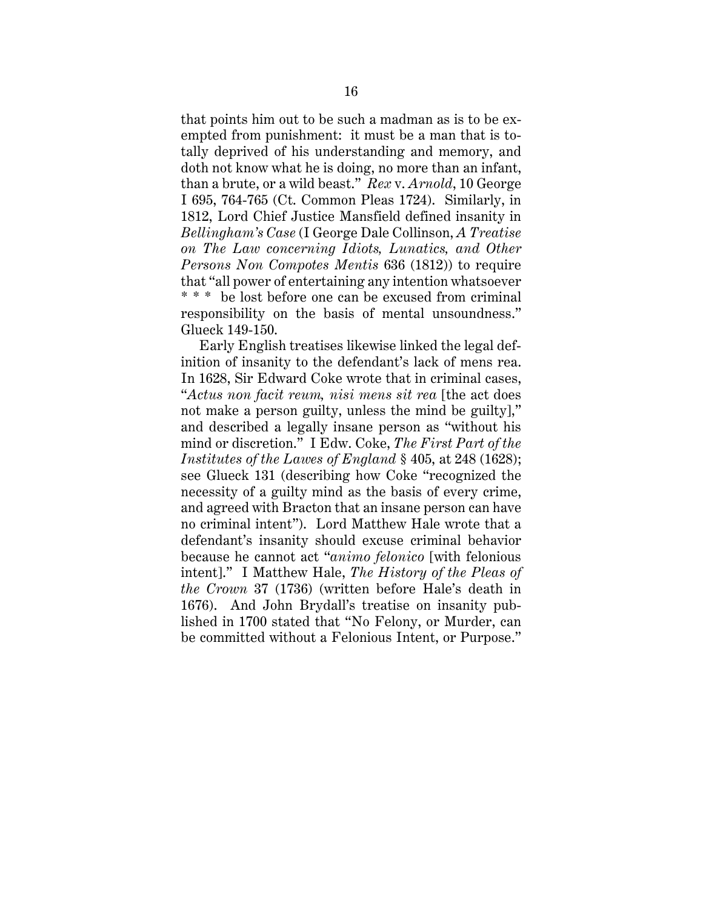that points him out to be such a madman as is to be exempted from punishment: it must be a man that is totally deprived of his understanding and memory, and doth not know what he is doing, no more than an infant, than a brute, or a wild beast." *Rex* v. *Arnold*, 10 George I 695, 764-765 (Ct. Common Pleas 1724). Similarly, in 1812, Lord Chief Justice Mansfield defined insanity in *Bellingham's Case* (I George Dale Collinson, *A Treatise on The Law concerning Idiots, Lunatics, and Other Persons Non Compotes Mentis* 636 (1812)) to require that "all power of entertaining any intention whatsoever * * * be lost before one can be excused from criminal responsibility on the basis of mental unsoundness." Glueck 149-150.

Early English treatises likewise linked the legal definition of insanity to the defendant's lack of mens rea. In 1628, Sir Edward Coke wrote that in criminal cases, "*Actus non facit reum, nisi mens sit rea* [the act does not make a person guilty, unless the mind be guilty]," and described a legally insane person as "without his mind or discretion." I Edw. Coke, *The First Part of the Institutes of the Lawes of England* § 405, at 248 (1628); see Glueck 131 (describing how Coke "recognized the necessity of a guilty mind as the basis of every crime, and agreed with Bracton that an insane person can have no criminal intent"). Lord Matthew Hale wrote that a defendant's insanity should excuse criminal behavior because he cannot act "*animo felonico* [with felonious intent]." I Matthew Hale, *The History of the Pleas of the Crown* 37 (1736) (written before Hale's death in 1676). And John Brydall's treatise on insanity published in 1700 stated that "No Felony, or Murder, can be committed without a Felonious Intent, or Purpose."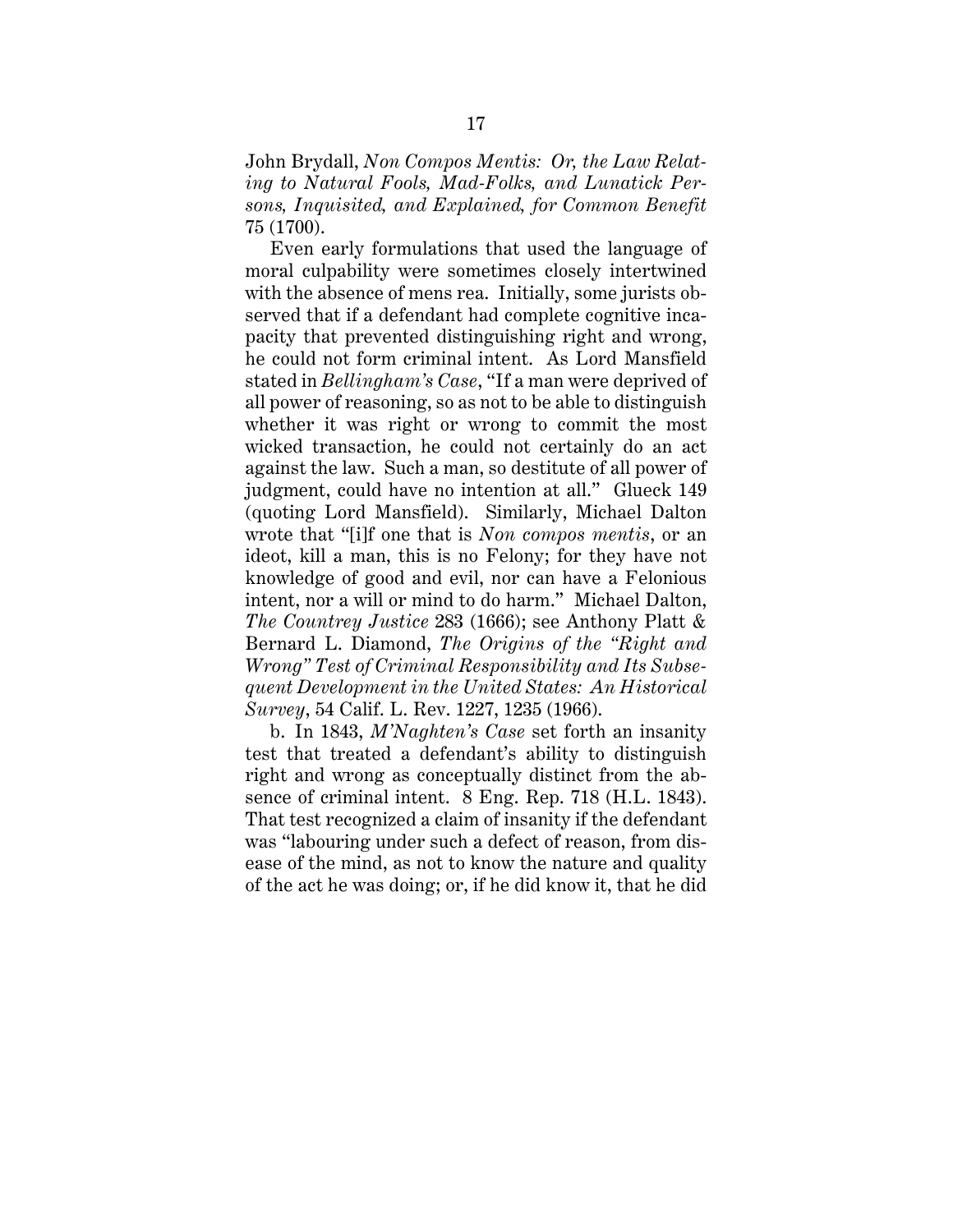John Brydall, *Non Compos Mentis: Or, the Law Relating to Natural Fools, Mad-Folks, and Lunatick Persons, Inquisited, and Explained, for Common Benefit* 75 (1700).

Even early formulations that used the language of moral culpability were sometimes closely intertwined with the absence of mens rea. Initially, some jurists observed that if a defendant had complete cognitive incapacity that prevented distinguishing right and wrong, he could not form criminal intent. As Lord Mansfield stated in *Bellingham's Case*, "If a man were deprived of all power of reasoning, so as not to be able to distinguish whether it was right or wrong to commit the most wicked transaction, he could not certainly do an act against the law. Such a man, so destitute of all power of judgment, could have no intention at all." Glueck 149 (quoting Lord Mansfield). Similarly, Michael Dalton wrote that "[i]f one that is *Non compos mentis*, or an ideot, kill a man, this is no Felony; for they have not knowledge of good and evil, nor can have a Felonious intent, nor a will or mind to do harm." Michael Dalton, *The Countrey Justice* 283 (1666); see Anthony Platt & Bernard L. Diamond, *The Origins of the "Right and Wrong" Test of Criminal Responsibility and Its Subsequent Development in the United States: An Historical Survey*, 54 Calif. L. Rev. 1227, 1235 (1966).

b. In 1843, *M'Naghten's Case* set forth an insanity test that treated a defendant's ability to distinguish right and wrong as conceptually distinct from the absence of criminal intent. 8 Eng. Rep. 718 (H.L. 1843). That test recognized a claim of insanity if the defendant was "labouring under such a defect of reason, from disease of the mind, as not to know the nature and quality of the act he was doing; or, if he did know it, that he did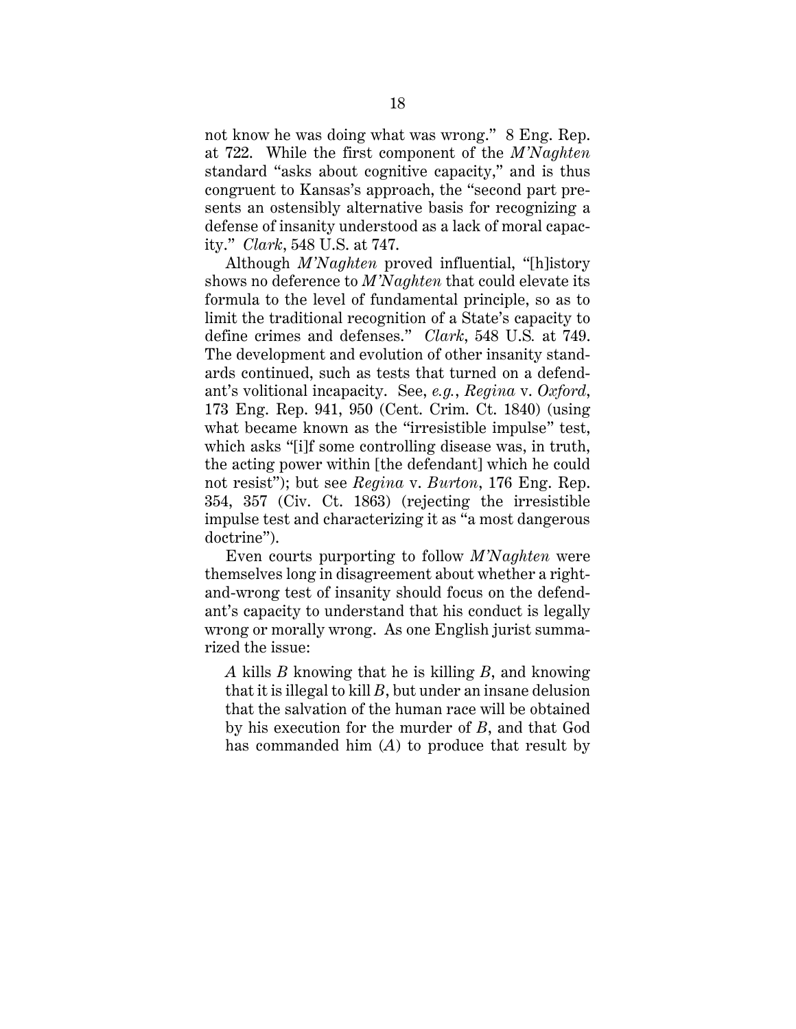not know he was doing what was wrong." 8 Eng. Rep. at 722. While the first component of the *M'Naghten* standard "asks about cognitive capacity," and is thus congruent to Kansas's approach, the "second part presents an ostensibly alternative basis for recognizing a defense of insanity understood as a lack of moral capacity." *Clark*, 548 U.S. at 747.

Although *M'Naghten* proved influential, "[h]istory shows no deference to *M'Naghten* that could elevate its formula to the level of fundamental principle, so as to limit the traditional recognition of a State's capacity to define crimes and defenses." *Clark*, 548 U.S. at 749. The development and evolution of other insanity standards continued, such as tests that turned on a defendant's volitional incapacity. See, *e.g.*, *Regina* v. *Oxford*, 173 Eng. Rep. 941, 950 (Cent. Crim. Ct. 1840) (using what became known as the "irresistible impulse" test, which asks "[i]f some controlling disease was, in truth, the acting power within [the defendant] which he could not resist"); but see *Regina* v. *Burton*, 176 Eng. Rep. 354, 357 (Civ. Ct. 1863) (rejecting the irresistible impulse test and characterizing it as "a most dangerous doctrine").

Even courts purporting to follow *M'Naghten* were themselves long in disagreement about whether a right-and-wrong test of insanity should focus on the defendant's capacity to understand that his conduct is legally wrong or morally wrong. As one English jurist summarized the issue:

> *A* kills *B* knowing that he is killing *B*, and knowing that it is illegal to kill *B*, but under an insane delusion that the salvation of the human race will be obtained by his execution for the murder of *B*, and that God has commanded him (*A*) to produce that result by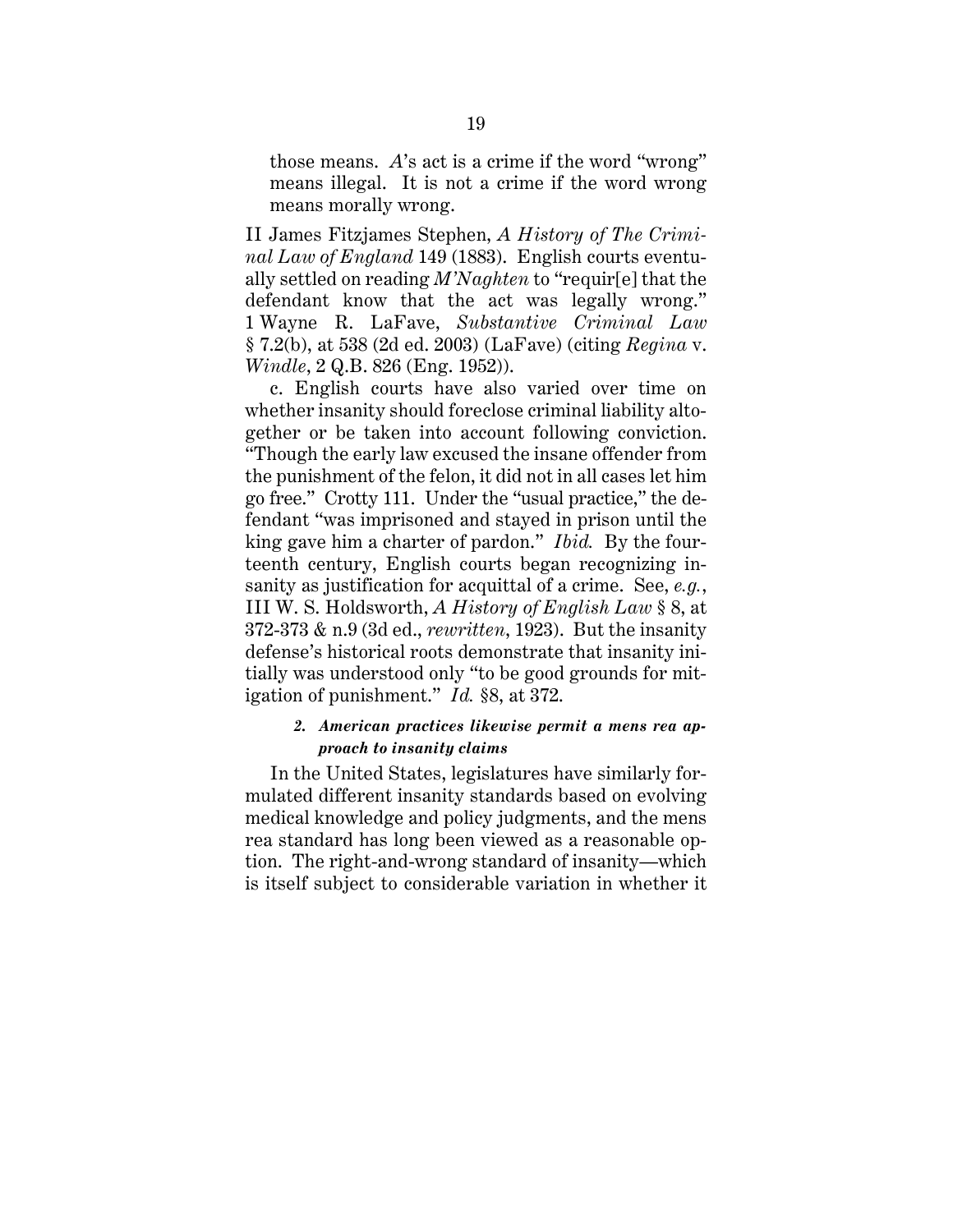> those means. *A*'s act is a crime if the word "wrong" means illegal. It is not a crime if the word wrong means morally wrong.

II James Fitzjames Stephen, *A History of The Criminal Law of England* 149 (1883). English courts eventually settled on reading *M'Naghten* to "requir[e] that the defendant know that the act was legally wrong." 1 Wayne R. LaFave, *Substantive Criminal Law* § 7.2(b), at 538 (2d ed. 2003) (LaFave) (citing *Regina* v. *Windle*, 2 Q.B. 826 (Eng. 1952)).

c. English courts have also varied over time on whether insanity should foreclose criminal liability altogether or be taken into account following conviction. "Though the early law excused the insane offender from the punishment of the felon, it did not in all cases let him go free." Crotty 111. Under the "usual practice," the defendant "was imprisoned and stayed in prison until the king gave him a charter of pardon." *Ibid.* By the fourteenth century, English courts began recognizing insanity as justification for acquittal of a crime. See, *e.g.*, III W. S. Holdsworth, *A History of English Law* § 8, at 372-373 & n.9 (3d ed., *rewritten*, 1923). But the insanity defense's historical roots demonstrate that insanity initially was understood only "to be good grounds for mitigation of punishment." *Id.* §8, at 372.

#### *2. American practices likewise permit a mens rea approach to insanity claims*

In the United States, legislatures have similarly formulated different insanity standards based on evolving medical knowledge and policy judgments, and the mens rea standard has long been viewed as a reasonable option. The right-and-wrong standard of insanity—which is itself subject to considerable variation in whether it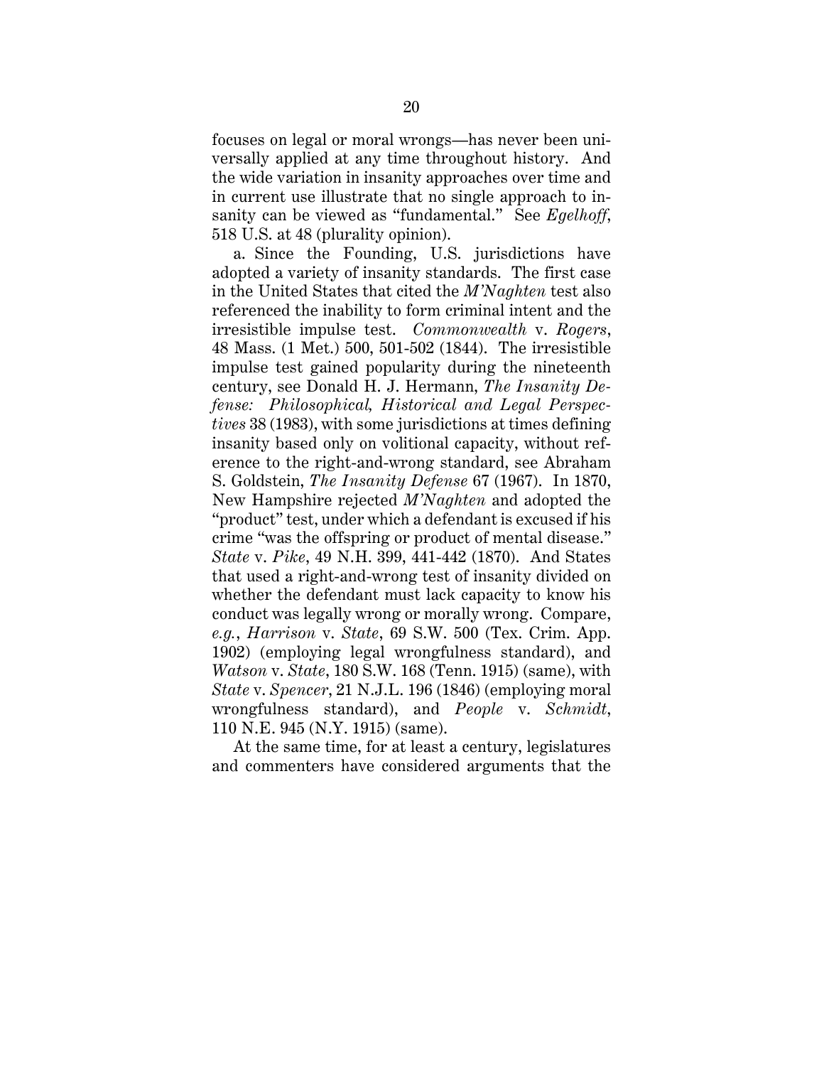focuses on legal or moral wrongs—has never been universally applied at any time throughout history. And the wide variation in insanity approaches over time and in current use illustrate that no single approach to insanity can be viewed as "fundamental." See *Egelhoff*, 518 U.S. at 48 (plurality opinion).

a. Since the Founding, U.S. jurisdictions have adopted a variety of insanity standards. The first case in the United States that cited the *M'Naghten* test also referenced the inability to form criminal intent and the irresistible impulse test. *Commonwealth* v. *Rogers*, 48 Mass. (1 Met.) 500, 501-502 (1844). The irresistible impulse test gained popularity during the nineteenth century, see Donald H. J. Hermann, *The Insanity Defense: Philosophical, Historical and Legal Perspectives* 38 (1983), with some jurisdictions at times defining insanity based only on volitional capacity, without reference to the right-and-wrong standard, see Abraham S. Goldstein, *The Insanity Defense* 67 (1967). In 1870, New Hampshire rejected *M'Naghten* and adopted the "product" test, under which a defendant is excused if his crime "was the offspring or product of mental disease." *State* v. *Pike*, 49 N.H. 399, 441-442 (1870). And States that used a right-and-wrong test of insanity divided on whether the defendant must lack capacity to know his conduct was legally wrong or morally wrong. Compare, *e.g.*, *Harrison* v. *State*, 69 S.W. 500 (Tex. Crim. App. 1902) (employing legal wrongfulness standard), and *Watson* v. *State*, 180 S.W. 168 (Tenn. 1915) (same), with *State* v. *Spencer*, 21 N.J.L. 196 (1846) (employing moral wrongfulness standard), and *People* v. *Schmidt*, 110 N.E. 945 (N.Y. 1915) (same).

At the same time, for at least a century, legislatures and commenters have considered arguments that the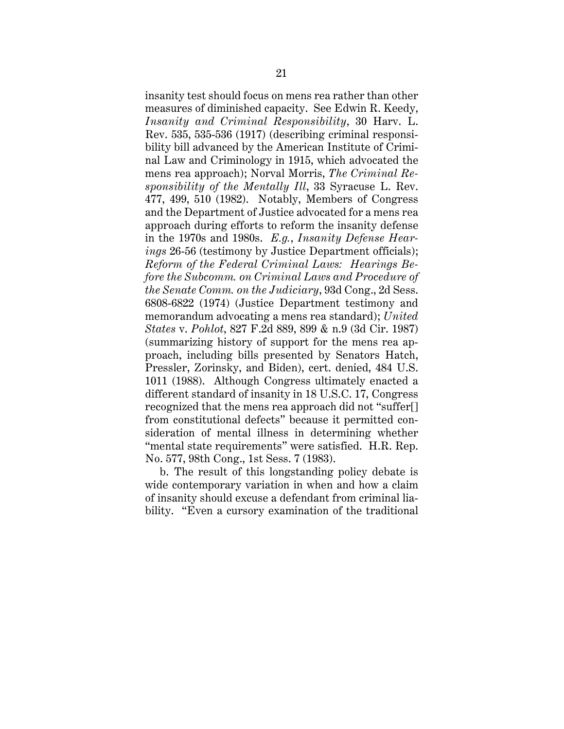insanity test should focus on mens rea rather than other measures of diminished capacity. See Edwin R. Keedy, *Insanity and Criminal Responsibility*, 30 Harv. L. Rev. 535, 535-536 (1917) (describing criminal responsibility bill advanced by the American Institute of Criminal Law and Criminology in 1915, which advocated the mens rea approach); Norval Morris, *The Criminal Responsibility of the Mentally Ill*, 33 Syracuse L. Rev. 477, 499, 510 (1982). Notably, Members of Congress and the Department of Justice advocated for a mens rea approach during efforts to reform the insanity defense in the 1970s and 1980s. *E.g.*, *Insanity Defense Hearings* 26-56 (testimony by Justice Department officials); *Reform of the Federal Criminal Laws: Hearings Before the Subcomm. on Criminal Laws and Procedure of the Senate Comm. on the Judiciary*, 93d Cong., 2d Sess. 6808-6822 (1974) (Justice Department testimony and memorandum advocating a mens rea standard); *United States* v. *Pohlot*, 827 F.2d 889, 899 & n.9 (3d Cir. 1987) (summarizing history of support for the mens rea approach, including bills presented by Senators Hatch, Pressler, Zorinsky, and Biden), cert. denied, 484 U.S. 1011 (1988). Although Congress ultimately enacted a different standard of insanity in 18 U.S.C. 17, Congress recognized that the mens rea approach did not "suffer[] from constitutional defects" because it permitted consideration of mental illness in determining whether "mental state requirements" were satisfied. H.R. Rep. No. 577, 98th Cong., 1st Sess. 7 (1983).

b. The result of this longstanding policy debate is wide contemporary variation in when and how a claim of insanity should excuse a defendant from criminal liability. "Even a cursory examination of the traditional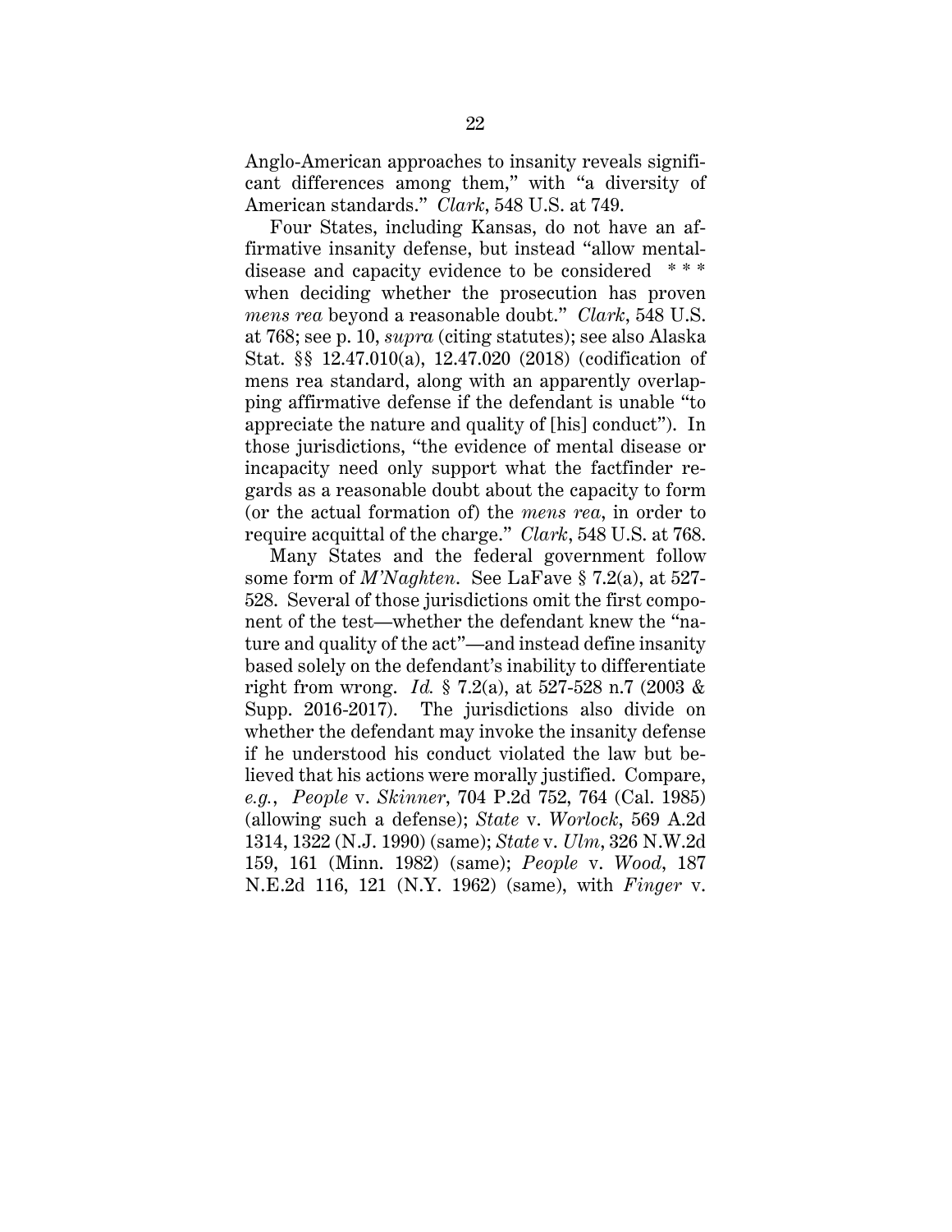Anglo-American approaches to insanity reveals significant differences among them," with "a diversity of American standards." *Clark*, 548 U.S. at 749.

Four States, including Kansas, do not have an affirmative insanity defense, but instead "allow mental-disease and capacity evidence to be considered * * * when deciding whether the prosecution has proven *mens rea* beyond a reasonable doubt." *Clark*, 548 U.S. at 768; see p. 10, *supra* (citing statutes); see also Alaska Stat. §§ 12.47.010(a), 12.47.020 (2018) (codification of mens rea standard, along with an apparently overlapping affirmative defense if the defendant is unable "to appreciate the nature and quality of [his] conduct"). In those jurisdictions, "the evidence of mental disease or incapacity need only support what the factfinder regards as a reasonable doubt about the capacity to form (or the actual formation of) the *mens rea*, in order to require acquittal of the charge." *Clark*, 548 U.S. at 768.

Many States and the federal government follow some form of *M'Naghten*. See LaFave § 7.2(a), at 527-528. Several of those jurisdictions omit the first component of the test—whether the defendant knew the "nature and quality of the act"—and instead define insanity based solely on the defendant's inability to differentiate right from wrong. *Id.* § 7.2(a), at 527-528 n.7 (2003 & Supp. 2016-2017). The jurisdictions also divide on whether the defendant may invoke the insanity defense if he understood his conduct violated the law but believed that his actions were morally justified. Compare, *e.g.*, *People* v. *Skinner*, 704 P.2d 752, 764 (Cal. 1985) (allowing such a defense); *State* v. *Worlock*, 569 A.2d 1314, 1322 (N.J. 1990) (same); *State* v. *Ulm*, 326 N.W.2d 159, 161 (Minn. 1982) (same); *People* v. *Wood*, 187 N.E.2d 116, 121 (N.Y. 1962) (same), with *Finger* v.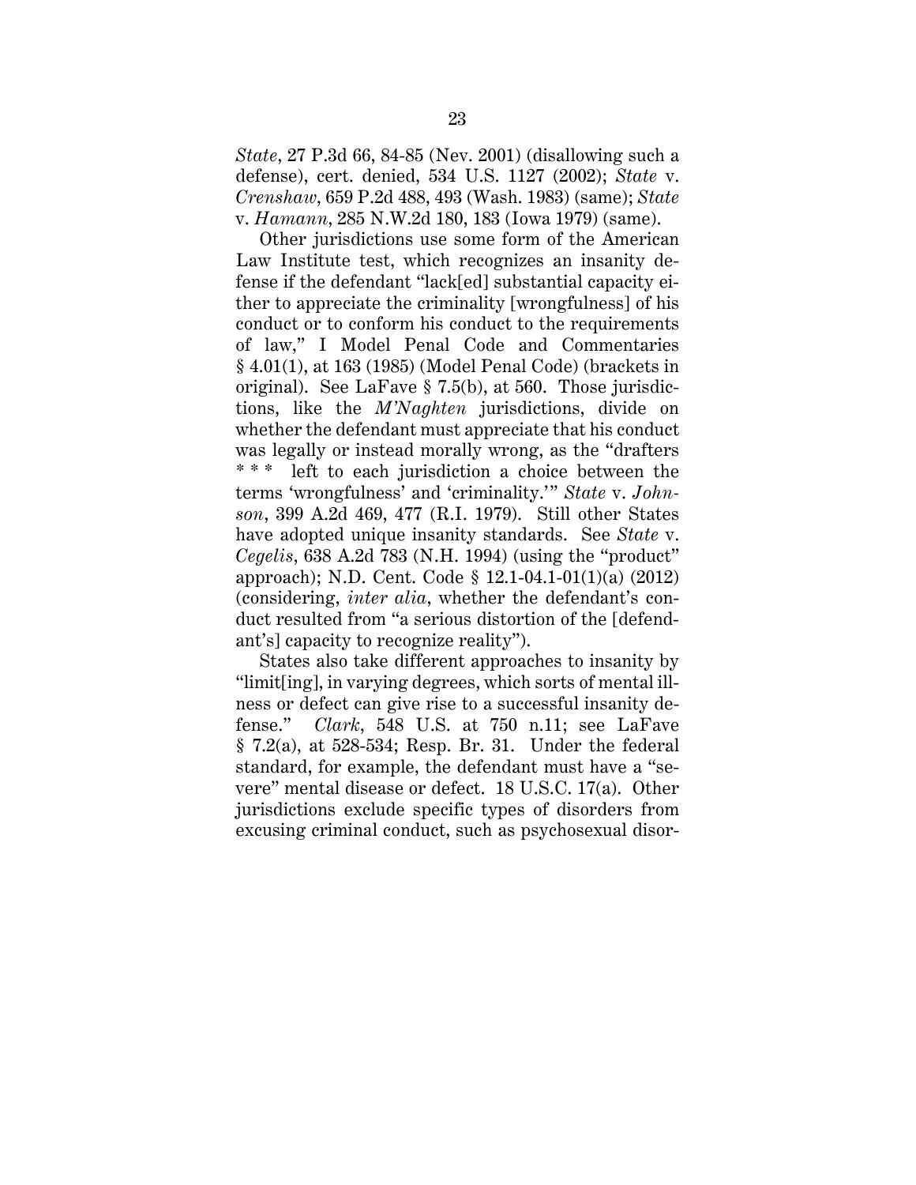*State*, 27 P.3d 66, 84-85 (Nev. 2001) (disallowing such a defense), cert. denied, 534 U.S. 1127 (2002); *State* v. *Crenshaw*, 659 P.2d 488, 493 (Wash. 1983) (same); *State* v. *Hamann*, 285 N.W.2d 180, 183 (Iowa 1979) (same).

Other jurisdictions use some form of the American Law Institute test, which recognizes an insanity defense if the defendant "lack[ed] substantial capacity either to appreciate the criminality [wrongfulness] of his conduct or to conform his conduct to the requirements of law," I Model Penal Code and Commentaries § 4.01(1), at 163 (1985) (Model Penal Code) (brackets in original). See LaFave § 7.5(b), at 560. Those jurisdictions, like the *M'Naghten* jurisdictions, divide on whether the defendant must appreciate that his conduct was legally or instead morally wrong, as the "drafters * * * left to each jurisdiction a choice between the terms 'wrongfulness' and 'criminality.'" *State* v. *Johnson*, 399 A.2d 469, 477 (R.I. 1979). Still other States have adopted unique insanity standards. See *State* v. *Cegelis*, 638 A.2d 783 (N.H. 1994) (using the "product" approach); N.D. Cent. Code § 12.1-04.1-01(1)(a) (2012) (considering, *inter alia*, whether the defendant's conduct resulted from "a serious distortion of the [defendant's] capacity to recognize reality").

States also take different approaches to insanity by "limit[ing], in varying degrees, which sorts of mental illness or defect can give rise to a successful insanity defense." *Clark*, 548 U.S. at 750 n.11; see LaFave § 7.2(a), at 528-534; Resp. Br. 31. Under the federal standard, for example, the defendant must have a "severe" mental disease or defect. 18 U.S.C. 17(a). Other jurisdictions exclude specific types of disorders from excusing criminal conduct, such as psychosexual disor-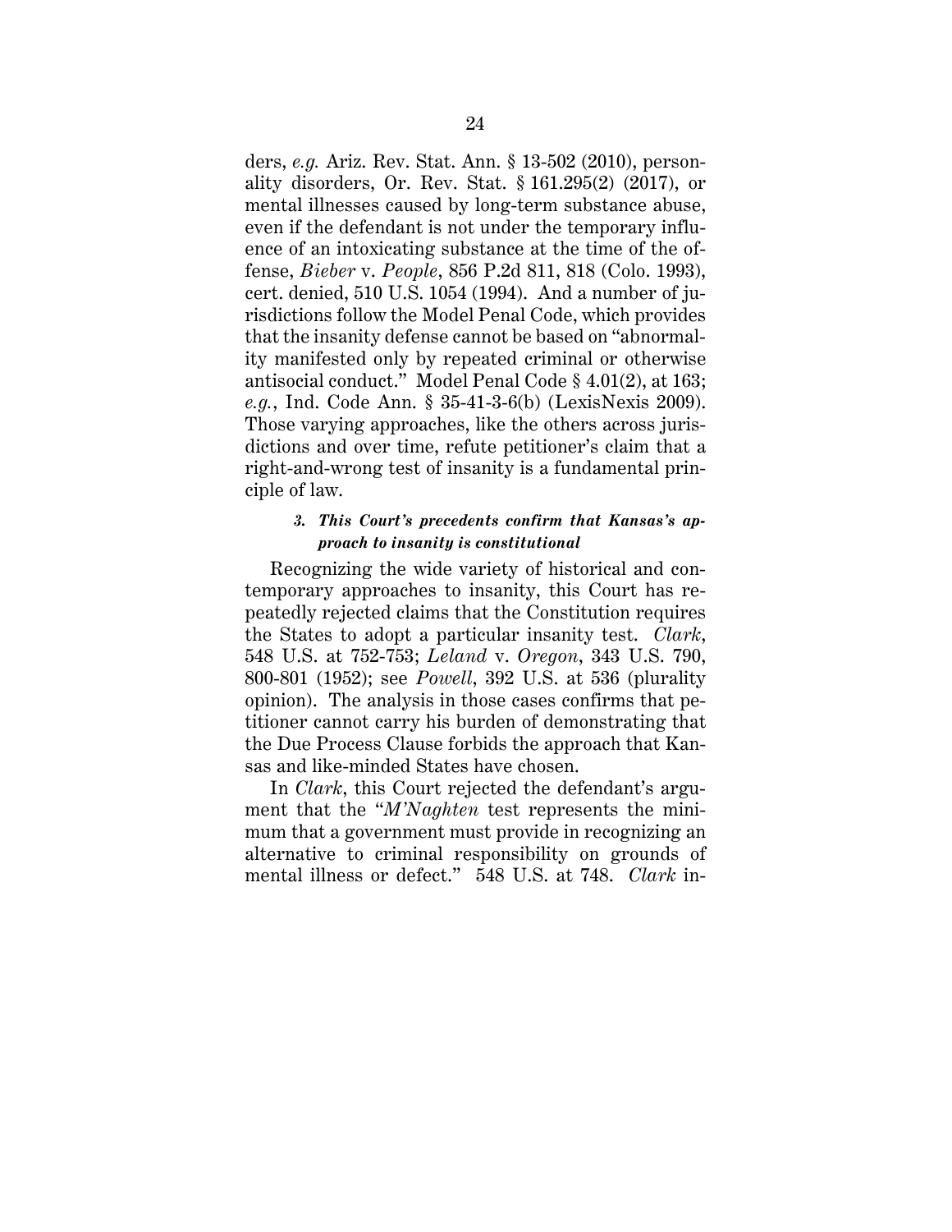ders, *e.g.* Ariz. Rev. Stat. Ann. § 13-502 (2010), personality disorders, Or. Rev. Stat. § 161.295(2) (2017), or mental illnesses caused by long-term substance abuse, even if the defendant is not under the temporary influence of an intoxicating substance at the time of the offense, *Bieber* v. *People*, 856 P.2d 811, 818 (Colo. 1993), cert. denied, 510 U.S. 1054 (1994). And a number of jurisdictions follow the Model Penal Code, which provides that the insanity defense cannot be based on "abnormality manifested only by repeated criminal or otherwise antisocial conduct." Model Penal Code § 4.01(2), at 163; *e.g.*, Ind. Code Ann. § 35-41-3-6(b) (LexisNexis 2009). Those varying approaches, like the others across jurisdictions and over time, refute petitioner's claim that a right-and-wrong test of insanity is a fundamental principle of law.

### *3. This Court's precedents confirm that Kansas's approach to insanity is constitutional*

Recognizing the wide variety of historical and contemporary approaches to insanity, this Court has repeatedly rejected claims that the Constitution requires the States to adopt a particular insanity test. *Clark*, 548 U.S. at 752-753; *Leland* v. *Oregon*, 343 U.S. 790, 800-801 (1952); see *Powell*, 392 U.S. at 536 (plurality opinion). The analysis in those cases confirms that petitioner cannot carry his burden of demonstrating that the Due Process Clause forbids the approach that Kansas and like-minded States have chosen.

In *Clark*, this Court rejected the defendant's argument that the "*M'Naghten* test represents the minimum that a government must provide in recognizing an alternative to criminal responsibility on grounds of mental illness or defect." 548 U.S. at 748. *Clark* in-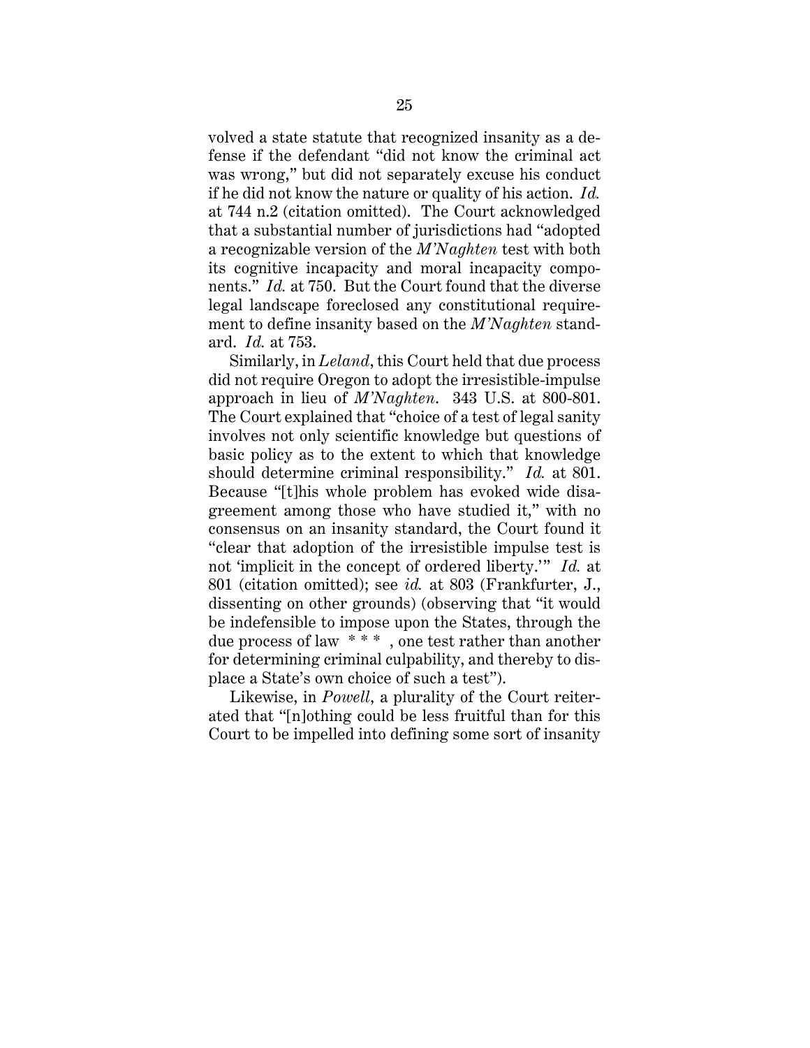volved a state statute that recognized insanity as a defense if the defendant "did not know the criminal act was wrong," but did not separately excuse his conduct if he did not know the nature or quality of his action. *Id.* at 744 n.2 (citation omitted). The Court acknowledged that a substantial number of jurisdictions had "adopted a recognizable version of the *M'Naghten* test with both its cognitive incapacity and moral incapacity components." *Id.* at 750. But the Court found that the diverse legal landscape foreclosed any constitutional requirement to define insanity based on the *M'Naghten* standard. *Id.* at 753.

Similarly, in *Leland*, this Court held that due process did not require Oregon to adopt the irresistible-impulse approach in lieu of *M'Naghten*. 343 U.S. at 800-801. The Court explained that "choice of a test of legal sanity involves not only scientific knowledge but questions of basic policy as to the extent to which that knowledge should determine criminal responsibility." *Id.* at 801. Because "[t]his whole problem has evoked wide disagreement among those who have studied it," with no consensus on an insanity standard, the Court found it "clear that adoption of the irresistible impulse test is not 'implicit in the concept of ordered liberty.'" *Id.* at 801 (citation omitted); see *id.* at 803 (Frankfurter, J., dissenting on other grounds) (observing that "it would be indefensible to impose upon the States, through the due process of law * * * , one test rather than another for determining criminal culpability, and thereby to displace a State's own choice of such a test").

Likewise, in *Powell*, a plurality of the Court reiterated that "[n]othing could be less fruitful than for this Court to be impelled into defining some sort of insanity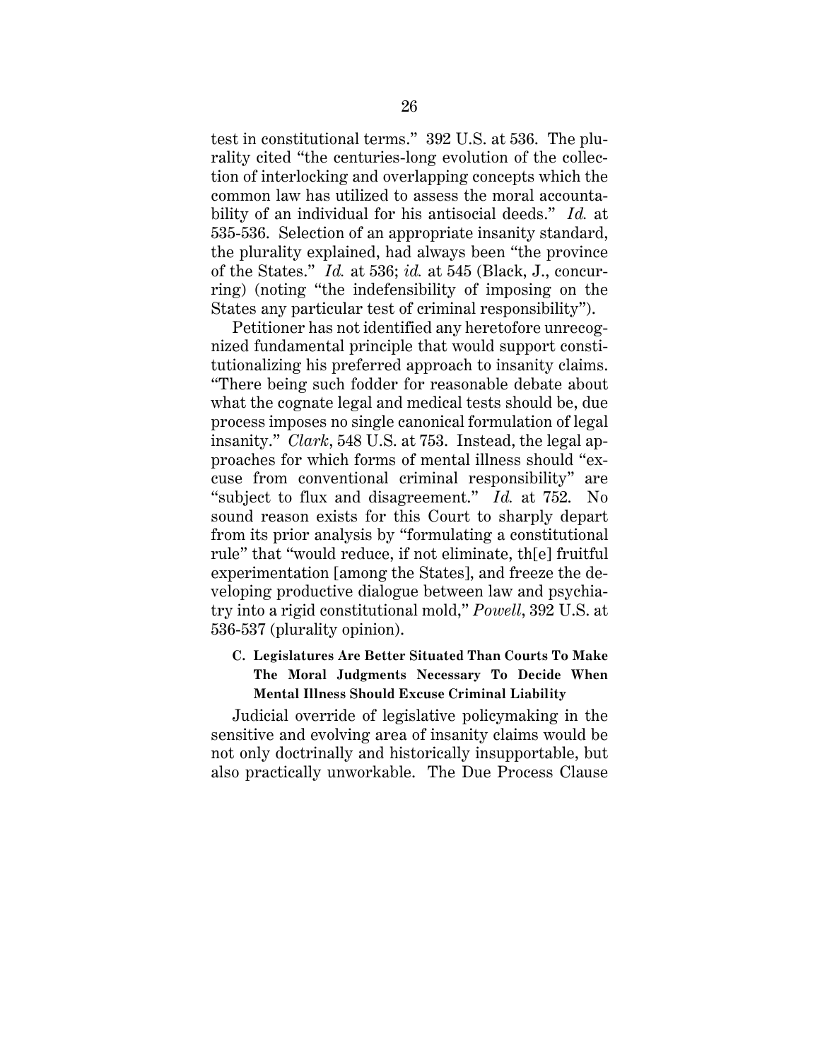test in constitutional terms." 392 U.S. at 536. The plurality cited "the centuries-long evolution of the collection of interlocking and overlapping concepts which the common law has utilized to assess the moral accountability of an individual for his antisocial deeds." *Id.* at 535-536. Selection of an appropriate insanity standard, the plurality explained, had always been "the province of the States." *Id.* at 536; *id.* at 545 (Black, J., concurring) (noting "the indefensibility of imposing on the States any particular test of criminal responsibility").

Petitioner has not identified any heretofore unrecognized fundamental principle that would support constitutionalizing his preferred approach to insanity claims. "There being such fodder for reasonable debate about what the cognate legal and medical tests should be, due process imposes no single canonical formulation of legal insanity." *Clark*, 548 U.S. at 753. Instead, the legal approaches for which forms of mental illness should "excuse from conventional criminal responsibility" are "subject to flux and disagreement." *Id.* at 752. No sound reason exists for this Court to sharply depart from its prior analysis by "formulating a constitutional rule" that "would reduce, if not eliminate, th[e] fruitful experimentation [among the States], and freeze the developing productive dialogue between law and psychiatry into a rigid constitutional mold," *Powell*, 392 U.S. at 536-537 (plurality opinion).

### C. Legislatures Are Better Situated Than Courts To Make The Moral Judgments Necessary To Decide When Mental Illness Should Excuse Criminal Liability

Judicial override of legislative policymaking in the sensitive and evolving area of insanity claims would be not only doctrinally and historically insupportable, but also practically unworkable. The Due Process Clause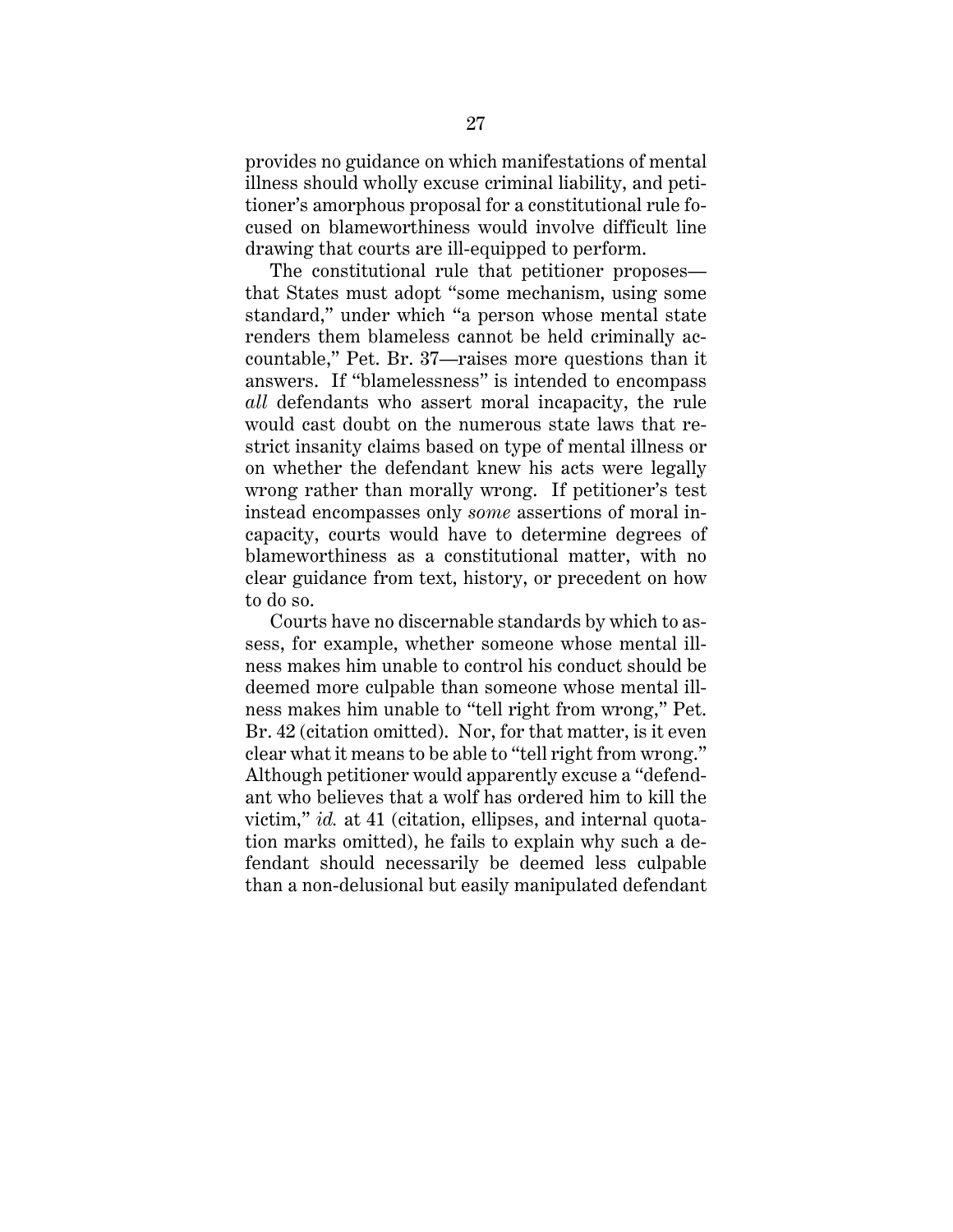provides no guidance on which manifestations of mental illness should wholly excuse criminal liability, and petitioner's amorphous proposal for a constitutional rule focused on blameworthiness would involve difficult line drawing that courts are ill-equipped to perform.

The constitutional rule that petitioner proposes—that States must adopt "some mechanism, using some standard," under which "a person whose mental state renders them blameless cannot be held criminally accountable," Pet. Br. 37—raises more questions than it answers. If "blamelessness" is intended to encompass *all* defendants who assert moral incapacity, the rule would cast doubt on the numerous state laws that restrict insanity claims based on type of mental illness or on whether the defendant knew his acts were legally wrong rather than morally wrong. If petitioner's test instead encompasses only *some* assertions of moral incapacity, courts would have to determine degrees of blameworthiness as a constitutional matter, with no clear guidance from text, history, or precedent on how to do so.

Courts have no discernable standards by which to assess, for example, whether someone whose mental illness makes him unable to control his conduct should be deemed more culpable than someone whose mental illness makes him unable to "tell right from wrong," Pet. Br. 42 (citation omitted). Nor, for that matter, is it even clear what it means to be able to "tell right from wrong." Although petitioner would apparently excuse a "defendant who believes that a wolf has ordered him to kill the victim," *id.* at 41 (citation, ellipses, and internal quotation marks omitted), he fails to explain why such a defendant should necessarily be deemed less culpable than a non-delusional but easily manipulated defendant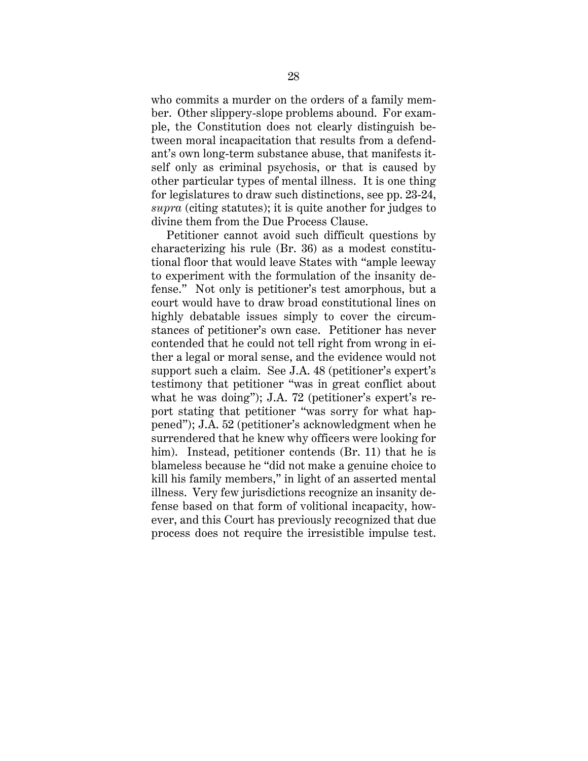who commits a murder on the orders of a family member. Other slippery-slope problems abound. For example, the Constitution does not clearly distinguish between moral incapacitation that results from a defendant's own long-term substance abuse, that manifests itself only as criminal psychosis, or that is caused by other particular types of mental illness. It is one thing for legislatures to draw such distinctions, see pp. 23-24, *supra* (citing statutes); it is quite another for judges to divine them from the Due Process Clause.

Petitioner cannot avoid such difficult questions by characterizing his rule (Br. 36) as a modest constitutional floor that would leave States with "ample leeway to experiment with the formulation of the insanity defense." Not only is petitioner's test amorphous, but a court would have to draw broad constitutional lines on highly debatable issues simply to cover the circumstances of petitioner's own case. Petitioner has never contended that he could not tell right from wrong in either a legal or moral sense, and the evidence would not support such a claim. See J.A. 48 (petitioner's expert's testimony that petitioner "was in great conflict about what he was doing"); J.A. 72 (petitioner's expert's report stating that petitioner "was sorry for what happened"); J.A. 52 (petitioner's acknowledgment when he surrendered that he knew why officers were looking for him). Instead, petitioner contends (Br. 11) that he is blameless because he "did not make a genuine choice to kill his family members," in light of an asserted mental illness. Very few jurisdictions recognize an insanity defense based on that form of volitional incapacity, however, and this Court has previously recognized that due process does not require the irresistible impulse test.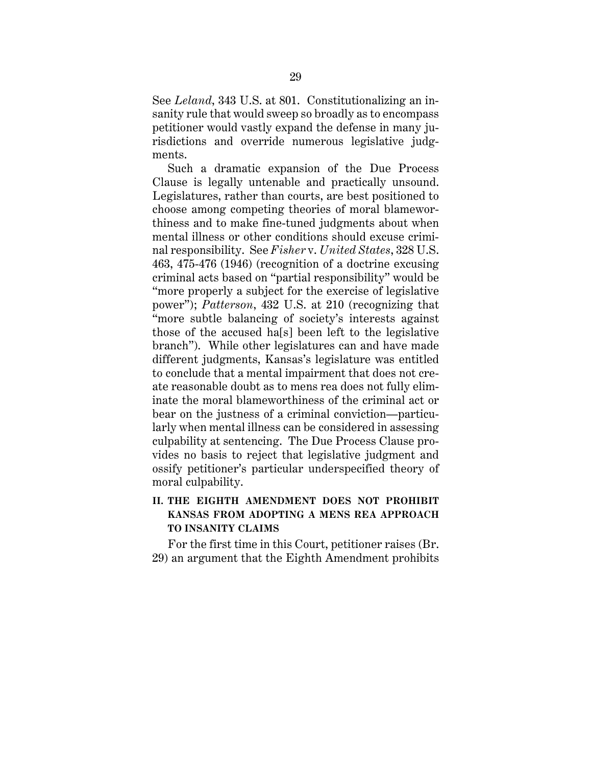See *Leland*, 343 U.S. at 801. Constitutionalizing an insanity rule that would sweep so broadly as to encompass petitioner would vastly expand the defense in many jurisdictions and override numerous legislative judgments.

Such a dramatic expansion of the Due Process Clause is legally untenable and practically unsound. Legislatures, rather than courts, are best positioned to choose among competing theories of moral blameworthiness and to make fine-tuned judgments about when mental illness or other conditions should excuse criminal responsibility. See *Fisher* v. *United States*, 328 U.S. 463, 475-476 (1946) (recognition of a doctrine excusing criminal acts based on "partial responsibility" would be "more properly a subject for the exercise of legislative power"); *Patterson*, 432 U.S. at 210 (recognizing that "more subtle balancing of society's interests against those of the accused ha[s] been left to the legislative branch"). While other legislatures can and have made different judgments, Kansas's legislature was entitled to conclude that a mental impairment that does not create reasonable doubt as to mens rea does not fully eliminate the moral blameworthiness of the criminal act or bear on the justness of a criminal conviction—particularly when mental illness can be considered in assessing culpability at sentencing. The Due Process Clause provides no basis to reject that legislative judgment and ossify petitioner's particular underspecified theory of moral culpability.

## II. THE EIGHTH AMENDMENT DOES NOT PROHIBIT KANSAS FROM ADOPTING A MENS REA APPROACH TO INSANITY CLAIMS

For the first time in this Court, petitioner raises (Br. 29) an argument that the Eighth Amendment prohibits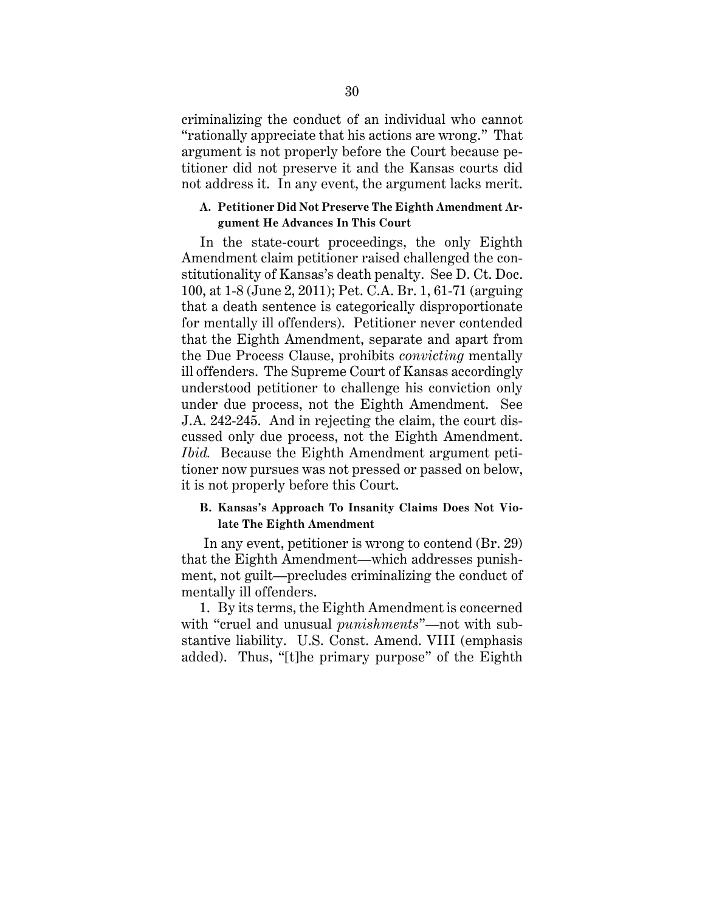criminalizing the conduct of an individual who cannot "rationally appreciate that his actions are wrong." That argument is not properly before the Court because petitioner did not preserve it and the Kansas courts did not address it. In any event, the argument lacks merit.

### A. Petitioner Did Not Preserve The Eighth Amendment Argument He Advances In This Court

In the state-court proceedings, the only Eighth Amendment claim petitioner raised challenged the constitutionality of Kansas's death penalty. See D. Ct. Doc. 100, at 1-8 (June 2, 2011); Pet. C.A. Br. 1, 61-71 (arguing that a death sentence is categorically disproportionate for mentally ill offenders). Petitioner never contended that the Eighth Amendment, separate and apart from the Due Process Clause, prohibits *convicting* mentally ill offenders. The Supreme Court of Kansas accordingly understood petitioner to challenge his conviction only under due process, not the Eighth Amendment. See J.A. 242-245. And in rejecting the claim, the court discussed only due process, not the Eighth Amendment. *Ibid.* Because the Eighth Amendment argument petitioner now pursues was not pressed or passed on below, it is not properly before this Court.

### B. Kansas's Approach To Insanity Claims Does Not Violate The Eighth Amendment

In any event, petitioner is wrong to contend (Br. 29) that the Eighth Amendment—which addresses punishment, not guilt—precludes criminalizing the conduct of mentally ill offenders.

1. By its terms, the Eighth Amendment is concerned with "cruel and unusual *punishments*"—not with substantive liability. U.S. Const. Amend. VIII (emphasis added). Thus, "[t]he primary purpose" of the Eighth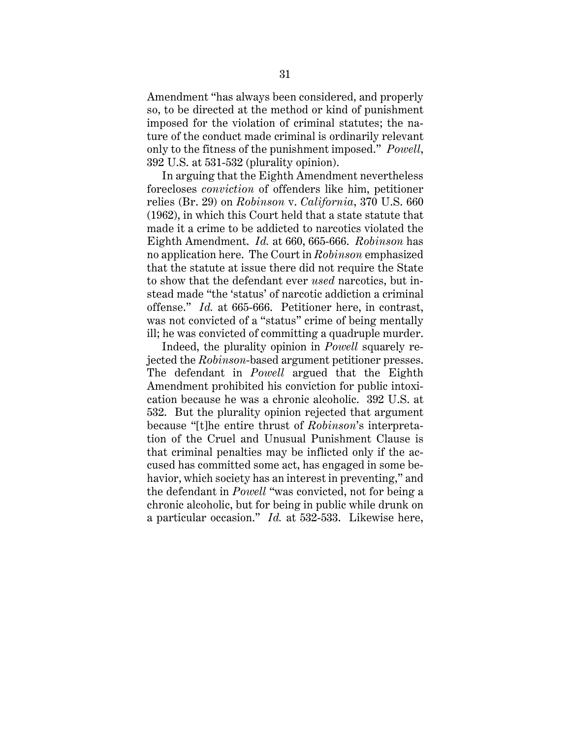Amendment "has always been considered, and properly so, to be directed at the method or kind of punishment imposed for the violation of criminal statutes; the nature of the conduct made criminal is ordinarily relevant only to the fitness of the punishment imposed." *Powell*, 392 U.S. at 531-532 (plurality opinion).

In arguing that the Eighth Amendment nevertheless forecloses *conviction* of offenders like him, petitioner relies (Br. 29) on *Robinson* v. *California*, 370 U.S. 660 (1962), in which this Court held that a state statute that made it a crime to be addicted to narcotics violated the Eighth Amendment. *Id.* at 660, 665-666. *Robinson* has no application here. The Court in *Robinson* emphasized that the statute at issue there did not require the State to show that the defendant ever *used* narcotics, but instead made "the 'status' of narcotic addiction a criminal offense." *Id.* at 665-666. Petitioner here, in contrast, was not convicted of a "status" crime of being mentally ill; he was convicted of committing a quadruple murder.

Indeed, the plurality opinion in *Powell* squarely rejected the *Robinson*-based argument petitioner presses. The defendant in *Powell* argued that the Eighth Amendment prohibited his conviction for public intoxication because he was a chronic alcoholic. 392 U.S. at 532. But the plurality opinion rejected that argument because "[t]he entire thrust of *Robinson*'s interpretation of the Cruel and Unusual Punishment Clause is that criminal penalties may be inflicted only if the accused has committed some act, has engaged in some behavior, which society has an interest in preventing," and the defendant in *Powell* "was convicted, not for being a chronic alcoholic, but for being in public while drunk on a particular occasion." *Id.* at 532-533. Likewise here,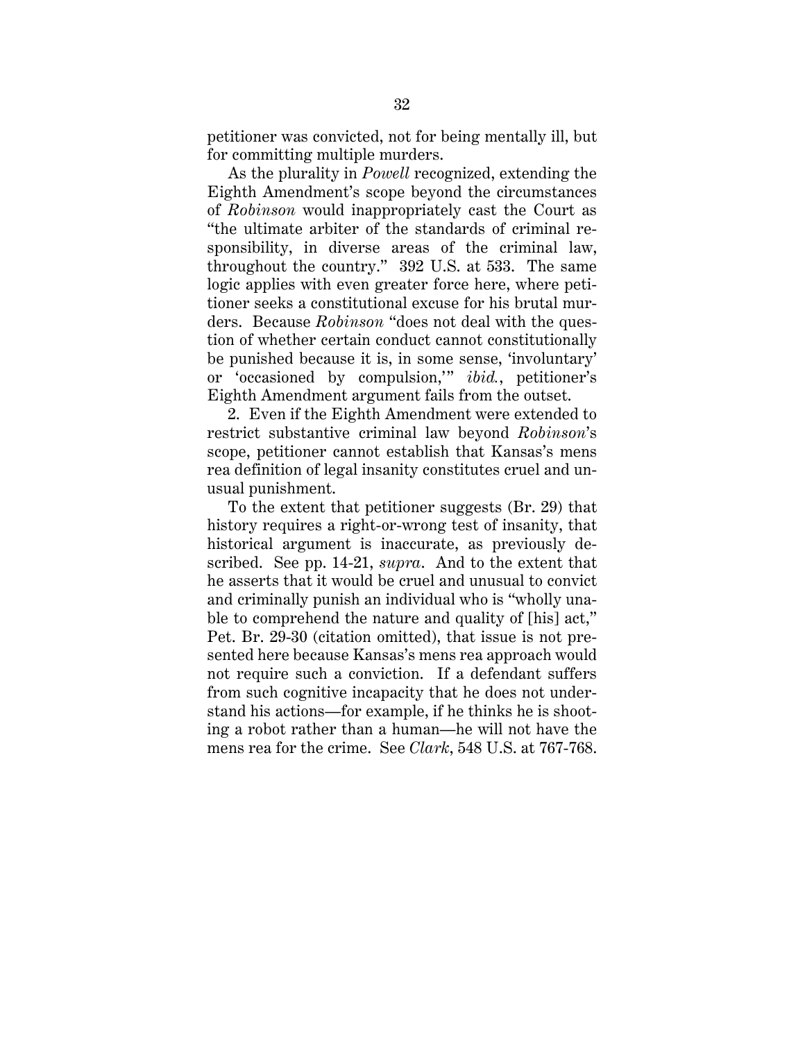petitioner was convicted, not for being mentally ill, but for committing multiple murders.

As the plurality in *Powell* recognized, extending the Eighth Amendment's scope beyond the circumstances of *Robinson* would inappropriately cast the Court as "the ultimate arbiter of the standards of criminal responsibility, in diverse areas of the criminal law, throughout the country." 392 U.S. at 533. The same logic applies with even greater force here, where petitioner seeks a constitutional excuse for his brutal murders. Because *Robinson* "does not deal with the question of whether certain conduct cannot constitutionally be punished because it is, in some sense, 'involuntary' or 'occasioned by compulsion,'" *ibid.*, petitioner's Eighth Amendment argument fails from the outset.

2. Even if the Eighth Amendment were extended to restrict substantive criminal law beyond *Robinson*'s scope, petitioner cannot establish that Kansas's mens rea definition of legal insanity constitutes cruel and unusual punishment.

To the extent that petitioner suggests (Br. 29) that history requires a right-or-wrong test of insanity, that historical argument is inaccurate, as previously described. See pp. 14-21, *supra*. And to the extent that he asserts that it would be cruel and unusual to convict and criminally punish an individual who is "wholly unable to comprehend the nature and quality of [his] act," Pet. Br. 29-30 (citation omitted), that issue is not presented here because Kansas's mens rea approach would not require such a conviction. If a defendant suffers from such cognitive incapacity that he does not understand his actions—for example, if he thinks he is shooting a robot rather than a human—he will not have the mens rea for the crime. See *Clark*, 548 U.S. at 767-768.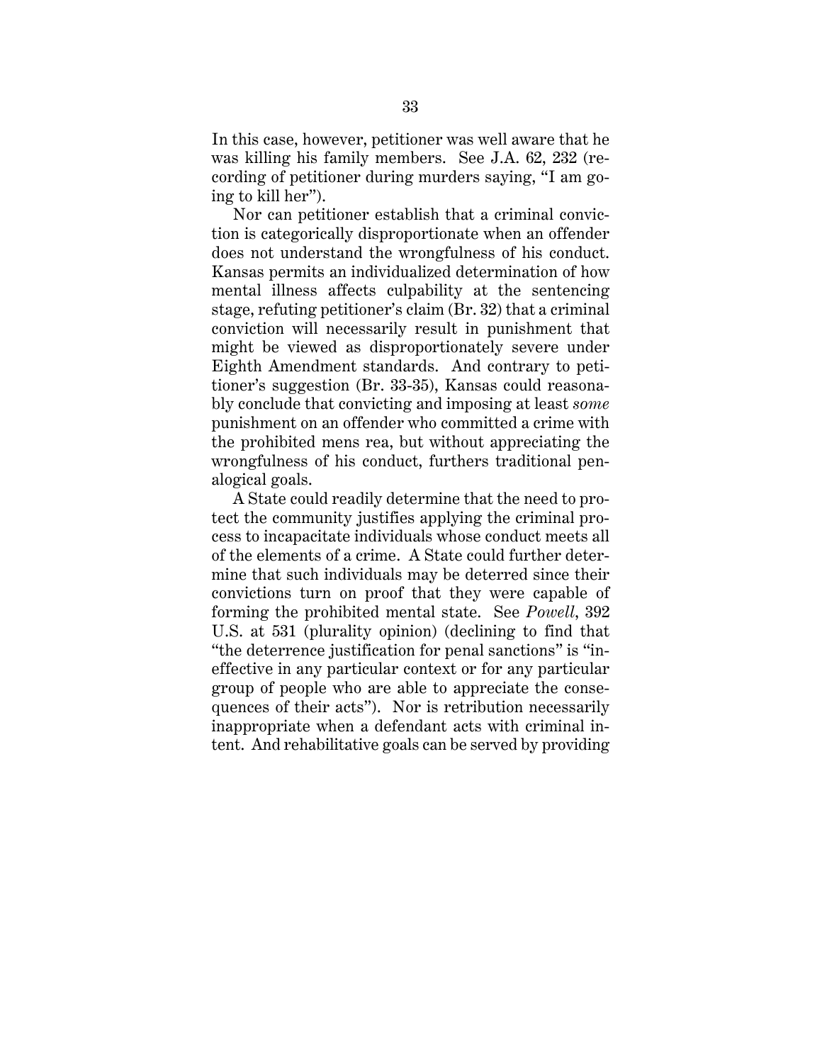In this case, however, petitioner was well aware that he was killing his family members. See J.A. 62, 232 (recording of petitioner during murders saying, "I am going to kill her").

Nor can petitioner establish that a criminal conviction is categorically disproportionate when an offender does not understand the wrongfulness of his conduct. Kansas permits an individualized determination of how mental illness affects culpability at the sentencing stage, refuting petitioner's claim (Br. 32) that a criminal conviction will necessarily result in punishment that might be viewed as disproportionately severe under Eighth Amendment standards. And contrary to petitioner's suggestion (Br. 33-35), Kansas could reasonably conclude that convicting and imposing at least *some* punishment on an offender who committed a crime with the prohibited mens rea, but without appreciating the wrongfulness of his conduct, furthers traditional penalogical goals.

A State could readily determine that the need to protect the community justifies applying the criminal process to incapacitate individuals whose conduct meets all of the elements of a crime. A State could further determine that such individuals may be deterred since their convictions turn on proof that they were capable of forming the prohibited mental state. See *Powell*, 392 U.S. at 531 (plurality opinion) (declining to find that "the deterrence justification for penal sanctions" is "ineffective in any particular context or for any particular group of people who are able to appreciate the consequences of their acts"). Nor is retribution necessarily inappropriate when a defendant acts with criminal intent. And rehabilitative goals can be served by providing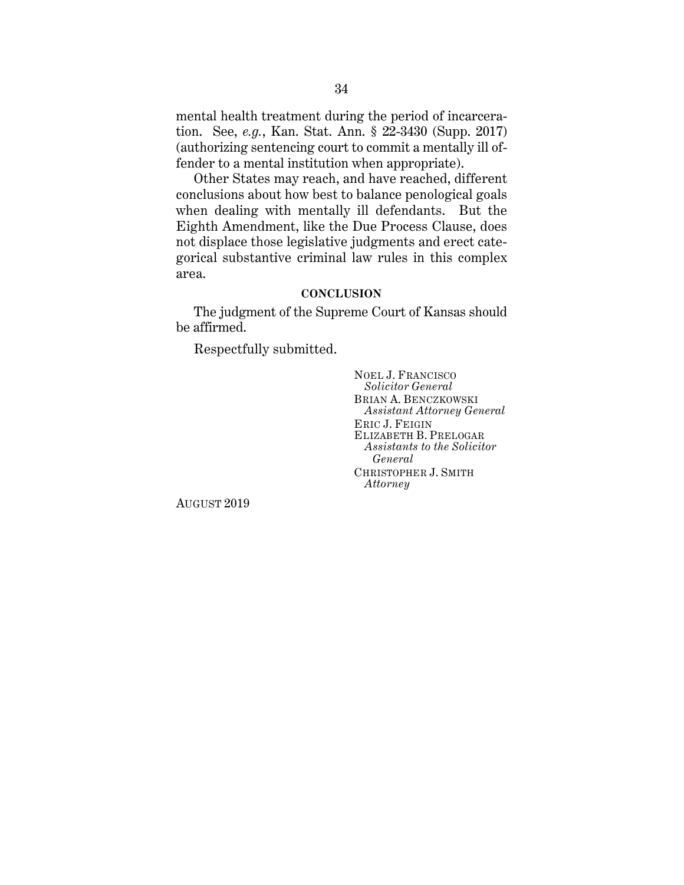mental health treatment during the period of incarceration. See, *e.g.*, Kan. Stat. Ann. § 22-3430 (Supp. 2017) (authorizing sentencing court to commit a mentally ill offender to a mental institution when appropriate).

Other States may reach, and have reached, different conclusions about how best to balance penological goals when dealing with mentally ill defendants. But the Eighth Amendment, like the Due Process Clause, does not displace those legislative judgments and erect categorical substantive criminal law rules in this complex area.

## CONCLUSION

The judgment of the Supreme Court of Kansas should be affirmed.

Respectfully submitted.

NOEL J. FRANCISCO
*Solicitor General*
BRIAN A. BENCZKOWSKI
*Assistant Attorney General*
ERIC J. FEIGIN
ELIZABETH B. PRELOGAR
*Assistants to the Solicitor General*
CHRISTOPHER J. SMITH
*Attorney*

AUGUST 2019